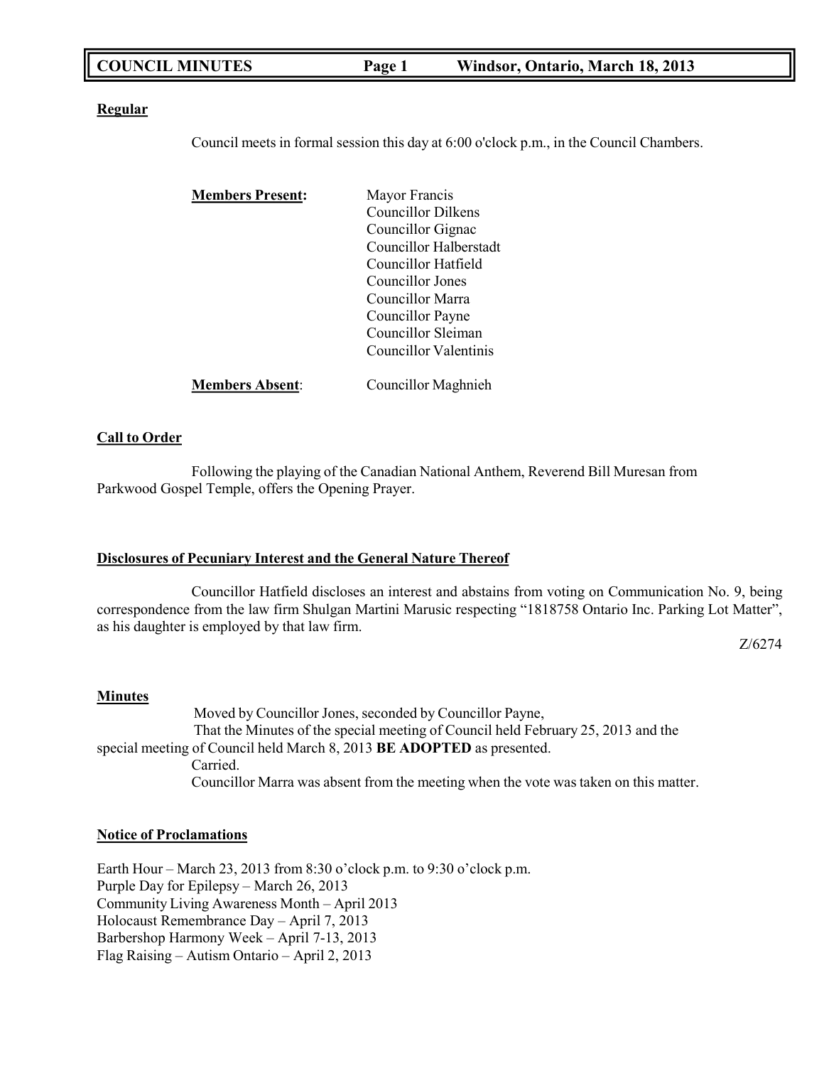# COUNCIL MINUTES — Windsor, Ontario, March 18, 2013

**Regular**

Council meets in formal session this day at 6:00 o'clock p.m., in the Council Chambers.

**Members Present:**

Mayor Francis
Councillor Dilkens
Councillor Gignac
Councillor Halberstadt
Councillor Hatfield
Councillor Jones
Councillor Marra
Councillor Payne
Councillor Sleiman
Councillor Valentinis

**Members Absent:** Councillor Maghnieh

**Call to Order**

Following the playing of the Canadian National Anthem, Reverend Bill Muresan from Parkwood Gospel Temple, offers the Opening Prayer.

**Disclosures of Pecuniary Interest and the General Nature Thereof**

Councillor Hatfield discloses an interest and abstains from voting on Communication No. 9, being correspondence from the law firm Shulgan Martini Marusic respecting "1818758 Ontario Inc. Parking Lot Matter", as his daughter is employed by that law firm.

Z/6274

**Minutes**

Moved by Councillor Jones, seconded by Councillor Payne,
That the Minutes of the special meeting of Council held February 25, 2013 and the special meeting of Council held March 8, 2013 **BE ADOPTED** as presented.
Carried.
Councillor Marra was absent from the meeting when the vote was taken on this matter.

**Notice of Proclamations**

Earth Hour – March 23, 2013 from 8:30 o'clock p.m. to 9:30 o'clock p.m.
Purple Day for Epilepsy – March 26, 2013
Community Living Awareness Month – April 2013
Holocaust Remembrance Day – April 7, 2013
Barbershop Harmony Week – April 7-13, 2013
Flag Raising – Autism Ontario – April 2, 2013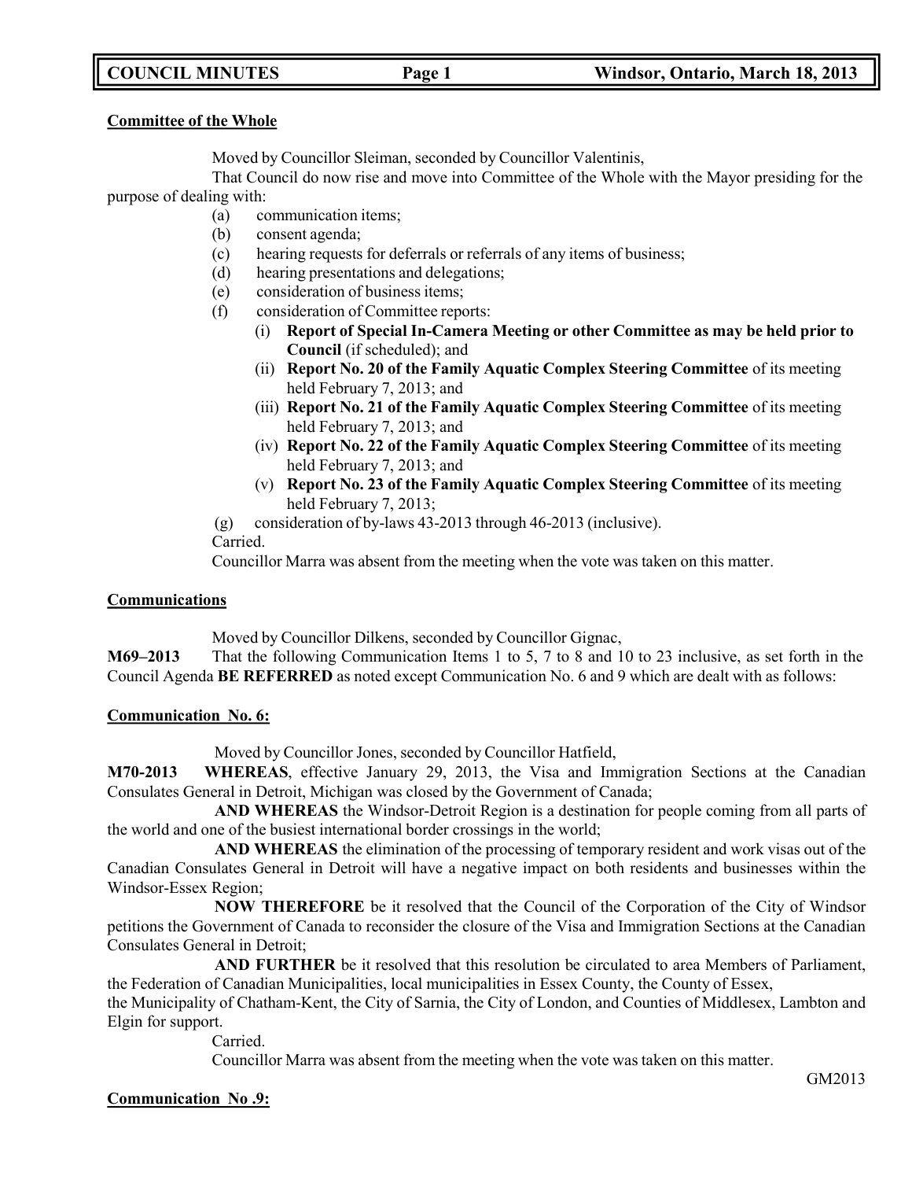**Committee of the Whole**

Moved by Councillor Sleiman, seconded by Councillor Valentinis,

That Council do now rise and move into Committee of the Whole with the Mayor presiding for the purpose of dealing with:

(a) communication items;
(b) consent agenda;
(c) hearing requests for deferrals or referrals of any items of business;
(d) hearing presentations and delegations;
(e) consideration of business items;
(f) consideration of Committee reports:
  (i) **Report of Special In-Camera Meeting or other Committee as may be held prior to Council** (if scheduled); and
  (ii) **Report No. 20 of the Family Aquatic Complex Steering Committee** of its meeting held February 7, 2013; and
  (iii) **Report No. 21 of the Family Aquatic Complex Steering Committee** of its meeting held February 7, 2013; and
  (iv) **Report No. 22 of the Family Aquatic Complex Steering Committee** of its meeting held February 7, 2013; and
  (v) **Report No. 23 of the Family Aquatic Complex Steering Committee** of its meeting held February 7, 2013;
(g) consideration of by-laws 43-2013 through 46-2013 (inclusive).

Carried.

Councillor Marra was absent from the meeting when the vote was taken on this matter.

**Communications**

Moved by Councillor Dilkens, seconded by Councillor Gignac,

**M69–2013** That the following Communication Items 1 to 5, 7 to 8 and 10 to 23 inclusive, as set forth in the Council Agenda **BE REFERRED** as noted except Communication No. 6 and 9 which are dealt with as follows:

**Communication No. 6:**

Moved by Councillor Jones, seconded by Councillor Hatfield,

**M70-2013** **WHEREAS**, effective January 29, 2013, the Visa and Immigration Sections at the Canadian Consulates General in Detroit, Michigan was closed by the Government of Canada;

**AND WHEREAS** the Windsor-Detroit Region is a destination for people coming from all parts of the world and one of the busiest international border crossings in the world;

**AND WHEREAS** the elimination of the processing of temporary resident and work visas out of the Canadian Consulates General in Detroit will have a negative impact on both residents and businesses within the Windsor-Essex Region;

**NOW THEREFORE** be it resolved that the Council of the Corporation of the City of Windsor petitions the Government of Canada to reconsider the closure of the Visa and Immigration Sections at the Canadian Consulates General in Detroit;

**AND FURTHER** be it resolved that this resolution be circulated to area Members of Parliament, the Federation of Canadian Municipalities, local municipalities in Essex County, the County of Essex, the Municipality of Chatham-Kent, the City of Sarnia, the City of London, and Counties of Middlesex, Lambton and Elgin for support.

Carried.

Councillor Marra was absent from the meeting when the vote was taken on this matter.

GM2013

**Communication No .9:**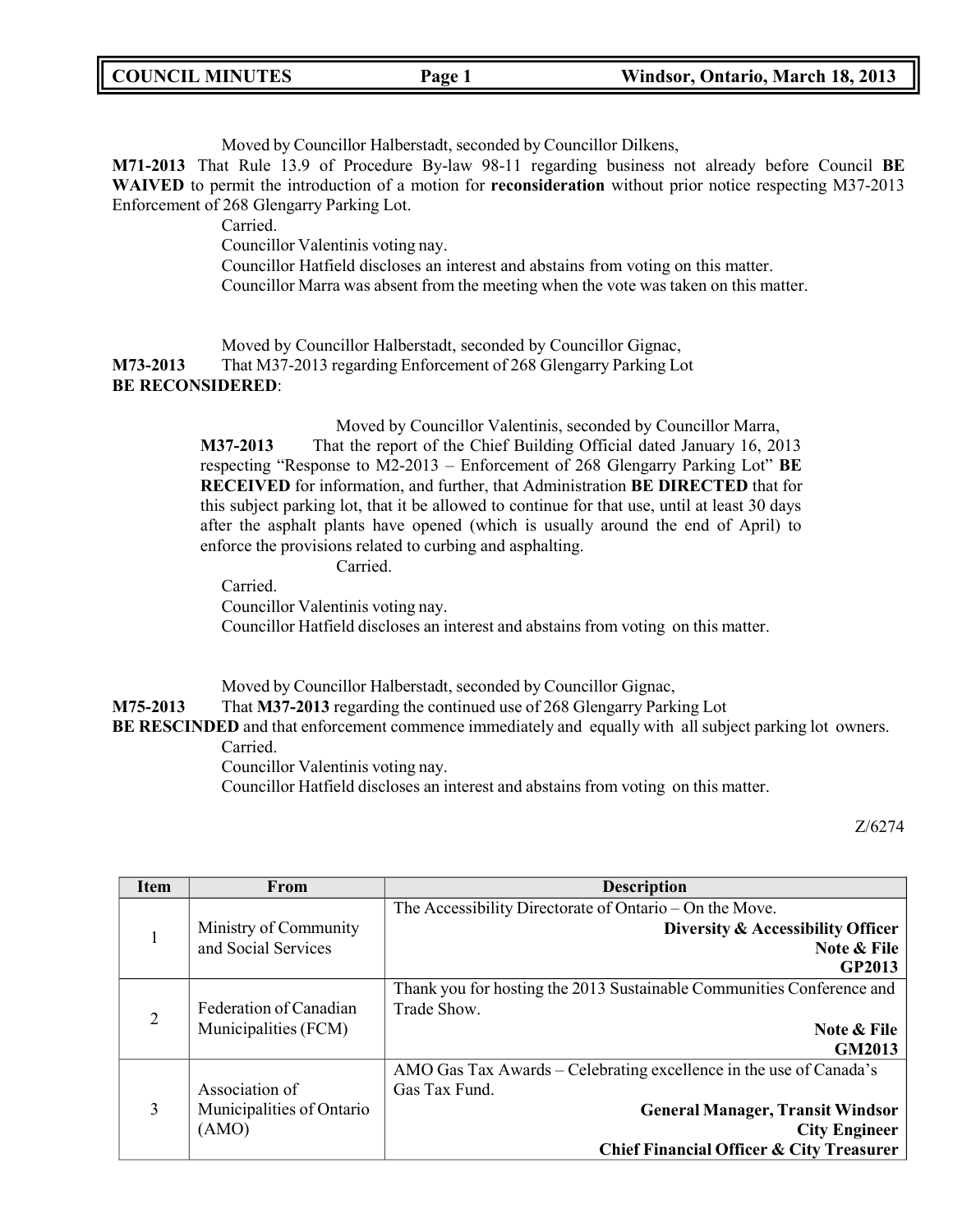Moved by Councillor Halberstadt, seconded by Councillor Dilkens,

**M71-2013** That Rule 13.9 of Procedure By-law 98-11 regarding business not already before Council **BE WAIVED** to permit the introduction of a motion for **reconsideration** without prior notice respecting M37-2013 Enforcement of 268 Glengarry Parking Lot.

Carried.

Councillor Valentinis voting nay.

Councillor Hatfield discloses an interest and abstains from voting on this matter.

Councillor Marra was absent from the meeting when the vote was taken on this matter.

Moved by Councillor Halberstadt, seconded by Councillor Gignac,

**M73-2013** That M37-2013 regarding Enforcement of 268 Glengarry Parking Lot **BE RECONSIDERED**:

> Moved by Councillor Valentinis, seconded by Councillor Marra,
>
> **M37-2013** That the report of the Chief Building Official dated January 16, 2013 respecting "Response to M2-2013 – Enforcement of 268 Glengarry Parking Lot" **BE RECEIVED** for information, and further, that Administration **BE DIRECTED** that for this subject parking lot, that it be allowed to continue for that use, until at least 30 days after the asphalt plants have opened (which is usually around the end of April) to enforce the provisions related to curbing and asphalting.
>
> Carried.

Carried.

Councillor Valentinis voting nay.

Councillor Hatfield discloses an interest and abstains from voting on this matter.

Moved by Councillor Halberstadt, seconded by Councillor Gignac,

**M75-2013** That **M37-2013** regarding the continued use of 268 Glengarry Parking Lot **BE RESCINDED** and that enforcement commence immediately and equally with all subject parking lot owners.

Carried.

Councillor Valentinis voting nay.

Councillor Hatfield discloses an interest and abstains from voting on this matter.

Z/6274

| Item | From | Description |
|---|---|---|
| 1 | Ministry of Community and Social Services | The Accessibility Directorate of Ontario – On the Move. **Diversity & Accessibility Officer** **Note & File** **GP2013** |
| 2 | Federation of Canadian Municipalities (FCM) | Thank you for hosting the 2013 Sustainable Communities Conference and Trade Show. **Note & File** **GM2013** |
| 3 | Association of Municipalities of Ontario (AMO) | AMO Gas Tax Awards – Celebrating excellence in the use of Canada's Gas Tax Fund. **General Manager, Transit Windsor** **City Engineer** **Chief Financial Officer & City Treasurer** |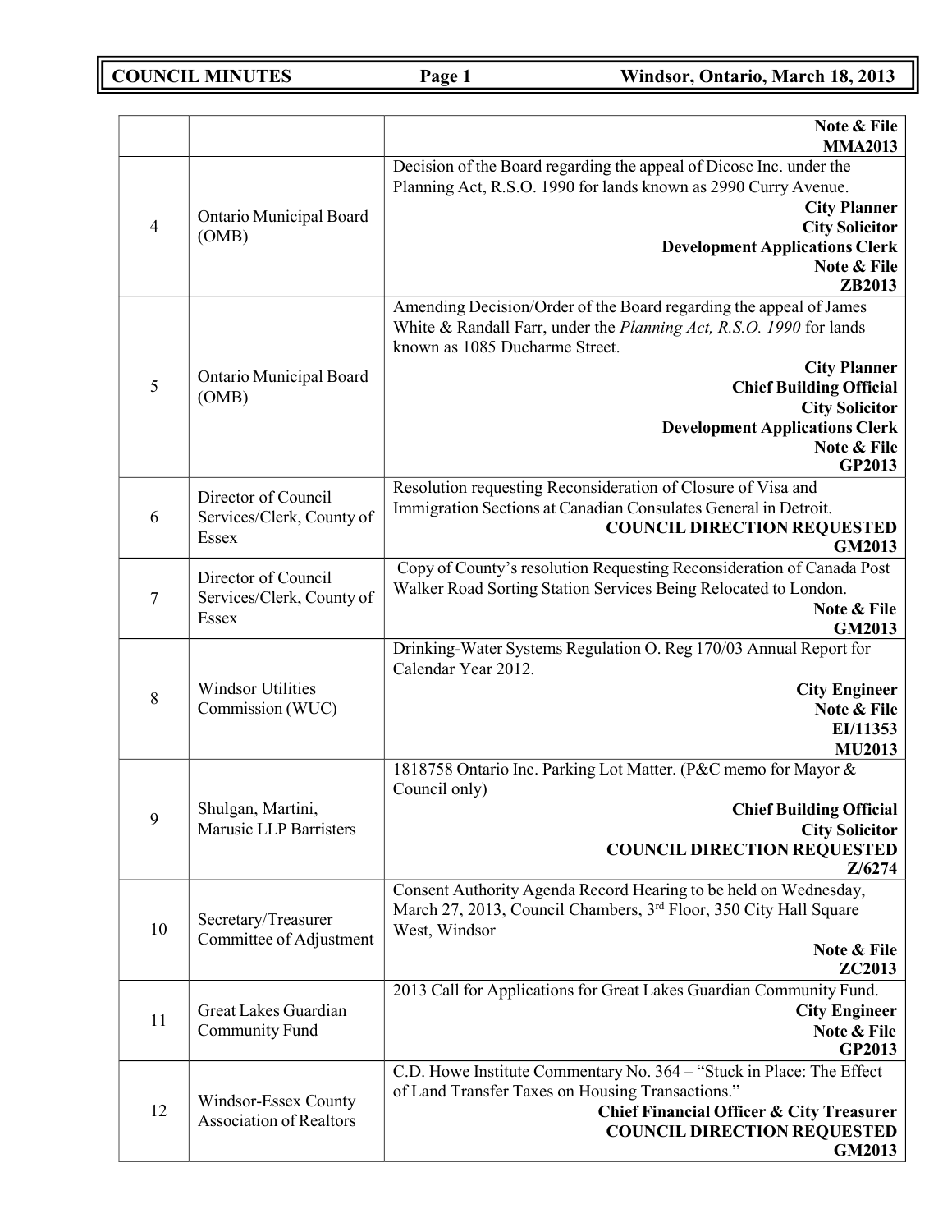| | | |
|---|---|---|
| | | **Note & File** **MMA2013** |
| 4 | Ontario Municipal Board (OMB) | Decision of the Board regarding the appeal of Dicosc Inc. under the Planning Act, R.S.O. 1990 for lands known as 2990 Curry Avenue. **City Planner** **City Solicitor** **Development Applications Clerk** **Note & File** **ZB2013** |
| 5 | Ontario Municipal Board (OMB) | Amending Decision/Order of the Board regarding the appeal of James White & Randall Farr, under the *Planning Act, R.S.O. 1990* for lands known as 1085 Ducharme Street. **City Planner** **Chief Building Official** **City Solicitor** **Development Applications Clerk** **Note & File** **GP2013** |
| 6 | Director of Council Services/Clerk, County of Essex | Resolution requesting Reconsideration of Closure of Visa and Immigration Sections at Canadian Consulates General in Detroit. **COUNCIL DIRECTION REQUESTED** **GM2013** |
| 7 | Director of Council Services/Clerk, County of Essex | Copy of County's resolution Requesting Reconsideration of Canada Post Walker Road Sorting Station Services Being Relocated to London. **Note & File** **GM2013** |
| 8 | Windsor Utilities Commission (WUC) | Drinking-Water Systems Regulation O. Reg 170/03 Annual Report for Calendar Year 2012. **City Engineer** **Note & File** **EI/11353** **MU2013** |
| 9 | Shulgan, Martini, Marusic LLP Barristers | 1818758 Ontario Inc. Parking Lot Matter. (P&C memo for Mayor & Council only) **Chief Building Official** **City Solicitor** **COUNCIL DIRECTION REQUESTED** **Z/6274** |
| 10 | Secretary/Treasurer Committee of Adjustment | Consent Authority Agenda Record Hearing to be held on Wednesday, March 27, 2013, Council Chambers, 3rd Floor, 350 City Hall Square West, Windsor **Note & File** **ZC2013** |
| 11 | Great Lakes Guardian Community Fund | 2013 Call for Applications for Great Lakes Guardian Community Fund. **City Engineer** **Note & File** **GP2013** |
| 12 | Windsor-Essex County Association of Realtors | C.D. Howe Institute Commentary No. 364 – "Stuck in Place: The Effect of Land Transfer Taxes on Housing Transactions." **Chief Financial Officer & City Treasurer** **COUNCIL DIRECTION REQUESTED** **GM2013** |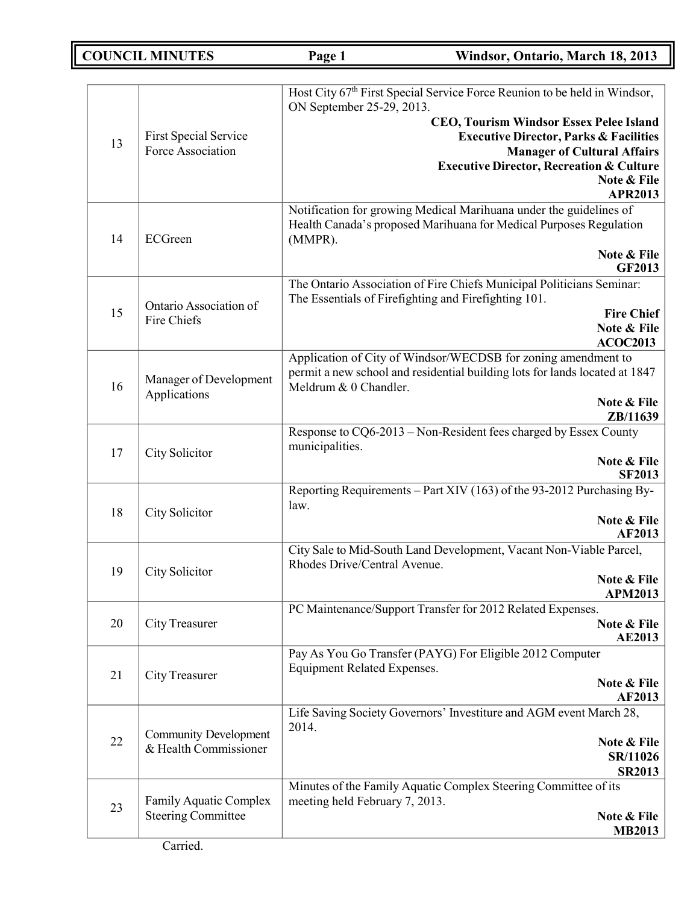| | | |
|---|---|---|
| 13 | First Special Service Force Association | Host City 67th First Special Service Force Reunion to be held in Windsor, ON September 25-29, 2013.<br>**CEO, Tourism Windsor Essex Pelee Island**<br>**Executive Director, Parks & Facilities**<br>**Manager of Cultural Affairs**<br>**Executive Director, Recreation & Culture**<br>**Note & File**<br>**APR2013** |
| 14 | ECGreen | Notification for growing Medical Marihuana under the guidelines of Health Canada's proposed Marihuana for Medical Purposes Regulation (MMPR).<br>**Note & File**<br>**GF2013** |
| 15 | Ontario Association of Fire Chiefs | The Ontario Association of Fire Chiefs Municipal Politicians Seminar: The Essentials of Firefighting and Firefighting 101.<br>**Fire Chief**<br>**Note & File**<br>**ACOC2013** |
| 16 | Manager of Development Applications | Application of City of Windsor/WECDSB for zoning amendment to permit a new school and residential building lots for lands located at 1847 Meldrum & 0 Chandler.<br>**Note & File**<br>**ZB/11639** |
| 17 | City Solicitor | Response to CQ6-2013 – Non-Resident fees charged by Essex County municipalities.<br>**Note & File**<br>**SF2013** |
| 18 | City Solicitor | Reporting Requirements – Part XIV (163) of the 93-2012 Purchasing By-law.<br>**Note & File**<br>**AF2013** |
| 19 | City Solicitor | City Sale to Mid-South Land Development, Vacant Non-Viable Parcel, Rhodes Drive/Central Avenue.<br>**Note & File**<br>**APM2013** |
| 20 | City Treasurer | PC Maintenance/Support Transfer for 2012 Related Expenses.<br>**Note & File**<br>**AE2013** |
| 21 | City Treasurer | Pay As You Go Transfer (PAYG) For Eligible 2012 Computer Equipment Related Expenses.<br>**Note & File**<br>**AF2013** |
| 22 | Community Development & Health Commissioner | Life Saving Society Governors' Investiture and AGM event March 28, 2014.<br>**Note & File**<br>**SR/11026**<br>**SR2013** |
| 23 | Family Aquatic Complex Steering Committee | Minutes of the Family Aquatic Complex Steering Committee of its meeting held February 7, 2013.<br>**Note & File**<br>**MB2013** |

Carried.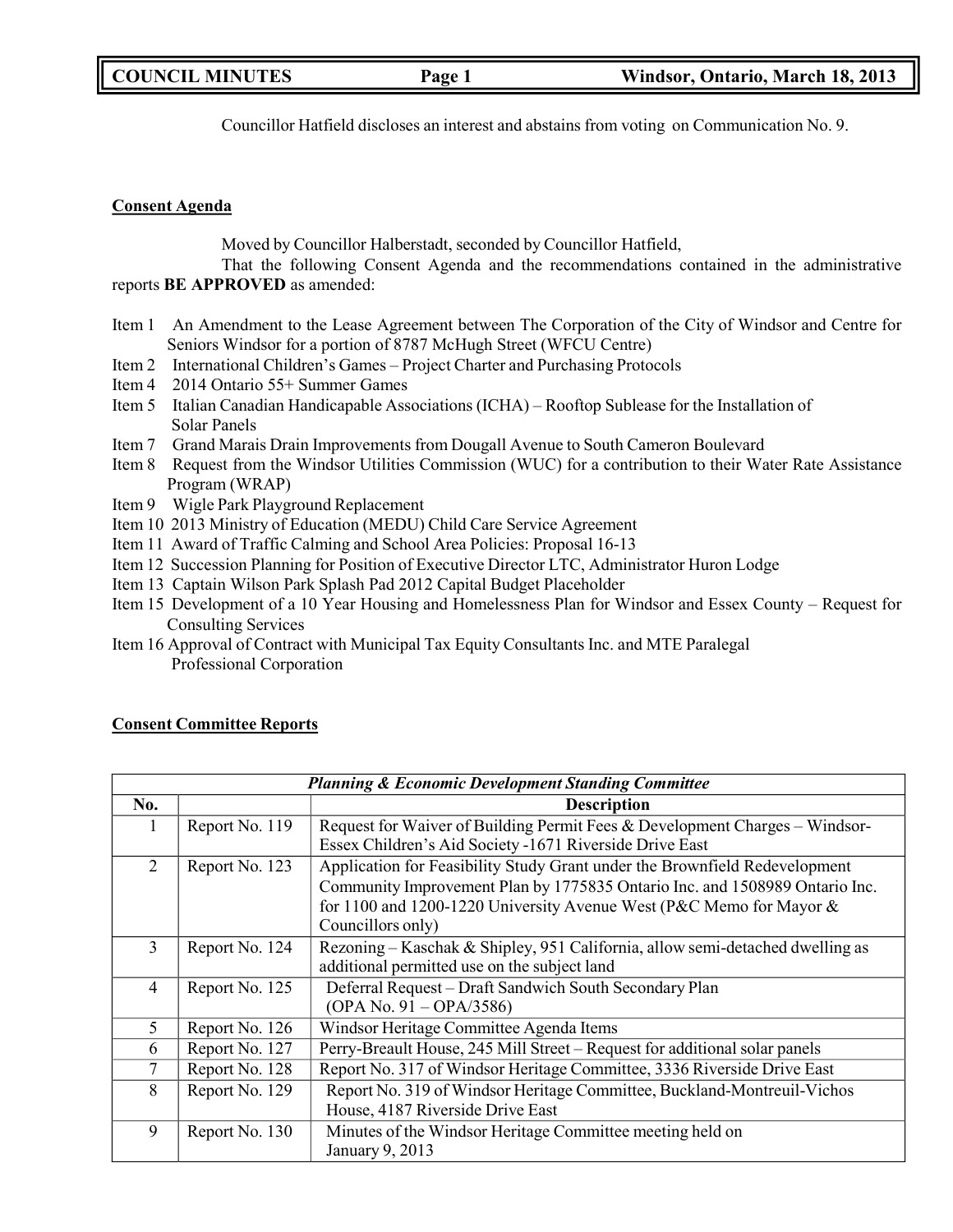Councillor Hatfield discloses an interest and abstains from voting on Communication No. 9.

**Consent Agenda**

Moved by Councillor Halberstadt, seconded by Councillor Hatfield,

That the following Consent Agenda and the recommendations contained in the administrative reports **BE APPROVED** as amended:

- Item 1 An Amendment to the Lease Agreement between The Corporation of the City of Windsor and Centre for Seniors Windsor for a portion of 8787 McHugh Street (WFCU Centre)
- Item 2 International Children's Games – Project Charter and Purchasing Protocols
- Item 4 2014 Ontario 55+ Summer Games
- Item 5 Italian Canadian Handicapable Associations (ICHA) – Rooftop Sublease for the Installation of Solar Panels
- Item 7 Grand Marais Drain Improvements from Dougall Avenue to South Cameron Boulevard
- Item 8 Request from the Windsor Utilities Commission (WUC) for a contribution to their Water Rate Assistance Program (WRAP)
- Item 9 Wigle Park Playground Replacement
- Item 10 2013 Ministry of Education (MEDU) Child Care Service Agreement
- Item 11 Award of Traffic Calming and School Area Policies: Proposal 16-13
- Item 12 Succession Planning for Position of Executive Director LTC, Administrator Huron Lodge
- Item 13 Captain Wilson Park Splash Pad 2012 Capital Budget Placeholder
- Item 15 Development of a 10 Year Housing and Homelessness Plan for Windsor and Essex County – Request for Consulting Services
- Item 16 Approval of Contract with Municipal Tax Equity Consultants Inc. and MTE Paralegal Professional Corporation

**Consent Committee Reports**

| *Planning & Economic Development Standing Committee* | | |
|---|---|---|
| **No.** | | **Description** |
| 1 | Report No. 119 | Request for Waiver of Building Permit Fees & Development Charges – Windsor-Essex Children's Aid Society -1671 Riverside Drive East |
| 2 | Report No. 123 | Application for Feasibility Study Grant under the Brownfield Redevelopment Community Improvement Plan by 1775835 Ontario Inc. and 1508989 Ontario Inc. for 1100 and 1200-1220 University Avenue West (P&C Memo for Mayor & Councillors only) |
| 3 | Report No. 124 | Rezoning – Kaschak & Shipley, 951 California, allow semi-detached dwelling as additional permitted use on the subject land |
| 4 | Report No. 125 | Deferral Request – Draft Sandwich South Secondary Plan (OPA No. 91 – OPA/3586) |
| 5 | Report No. 126 | Windsor Heritage Committee Agenda Items |
| 6 | Report No. 127 | Perry-Breault House, 245 Mill Street – Request for additional solar panels |
| 7 | Report No. 128 | Report No. 317 of Windsor Heritage Committee, 3336 Riverside Drive East |
| 8 | Report No. 129 | Report No. 319 of Windsor Heritage Committee, Buckland-Montreuil-Vichos House, 4187 Riverside Drive East |
| 9 | Report No. 130 | Minutes of the Windsor Heritage Committee meeting held on January 9, 2013 |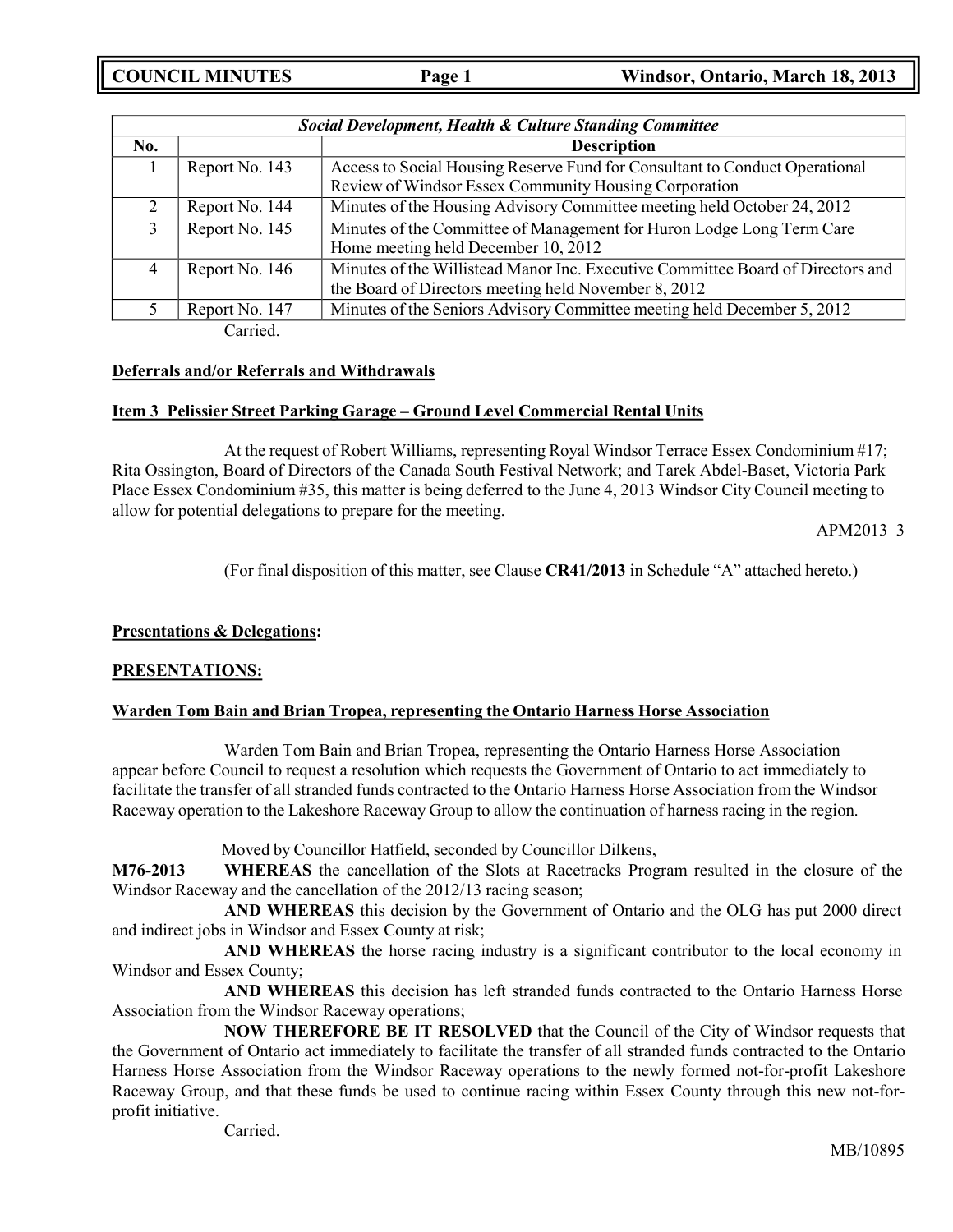| *Social Development, Health & Culture Standing Committee* | | |
|---|---|---|
| **No.** | | **Description** |
| 1 | Report No. 143 | Access to Social Housing Reserve Fund for Consultant to Conduct Operational Review of Windsor Essex Community Housing Corporation |
| 2 | Report No. 144 | Minutes of the Housing Advisory Committee meeting held October 24, 2012 |
| 3 | Report No. 145 | Minutes of the Committee of Management for Huron Lodge Long Term Care Home meeting held December 10, 2012 |
| 4 | Report No. 146 | Minutes of the Willistead Manor Inc. Executive Committee Board of Directors and the Board of Directors meeting held November 8, 2012 |
| 5 | Report No. 147 | Minutes of the Seniors Advisory Committee meeting held December 5, 2012 |

Carried.

**Deferrals and/or Referrals and Withdrawals**

**Item 3 Pelissier Street Parking Garage – Ground Level Commercial Rental Units**

At the request of Robert Williams, representing Royal Windsor Terrace Essex Condominium #17; Rita Ossington, Board of Directors of the Canada South Festival Network; and Tarek Abdel-Baset, Victoria Park Place Essex Condominium #35, this matter is being deferred to the June 4, 2013 Windsor City Council meeting to allow for potential delegations to prepare for the meeting.

APM2013 3

(For final disposition of this matter, see Clause **CR41/2013** in Schedule "A" attached hereto.)

**Presentations & Delegations:**

**PRESENTATIONS:**

**Warden Tom Bain and Brian Tropea, representing the Ontario Harness Horse Association**

Warden Tom Bain and Brian Tropea, representing the Ontario Harness Horse Association appear before Council to request a resolution which requests the Government of Ontario to act immediately to facilitate the transfer of all stranded funds contracted to the Ontario Harness Horse Association from the Windsor Raceway operation to the Lakeshore Raceway Group to allow the continuation of harness racing in the region.

Moved by Councillor Hatfield, seconded by Councillor Dilkens,

**M76-2013** **WHEREAS** the cancellation of the Slots at Racetracks Program resulted in the closure of the Windsor Raceway and the cancellation of the 2012/13 racing season;

**AND WHEREAS** this decision by the Government of Ontario and the OLG has put 2000 direct and indirect jobs in Windsor and Essex County at risk;

**AND WHEREAS** the horse racing industry is a significant contributor to the local economy in Windsor and Essex County;

**AND WHEREAS** this decision has left stranded funds contracted to the Ontario Harness Horse Association from the Windsor Raceway operations;

**NOW THEREFORE BE IT RESOLVED** that the Council of the City of Windsor requests that the Government of Ontario act immediately to facilitate the transfer of all stranded funds contracted to the Ontario Harness Horse Association from the Windsor Raceway operations to the newly formed not-for-profit Lakeshore Raceway Group, and that these funds be used to continue racing within Essex County through this new not-for-profit initiative.

Carried.

MB/10895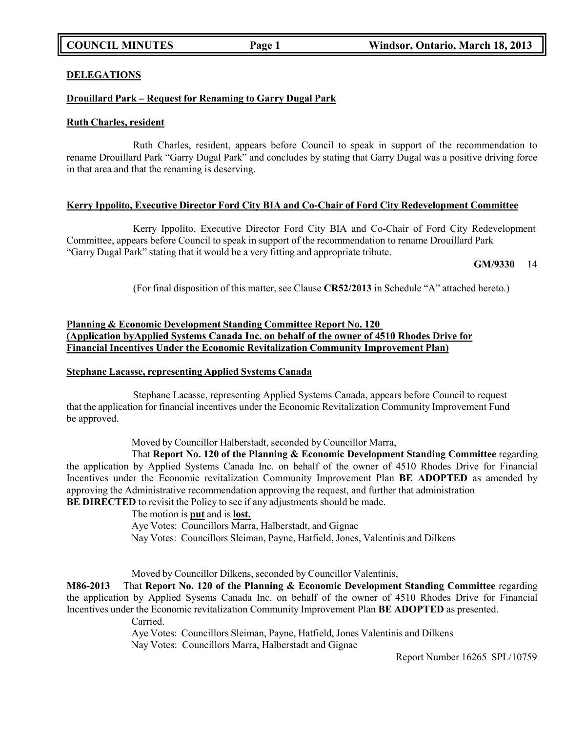**DELEGATIONS**

**Drouillard Park – Request for Renaming to Garry Dugal Park**

**Ruth Charles, resident**

Ruth Charles, resident, appears before Council to speak in support of the recommendation to rename Drouillard Park "Garry Dugal Park" and concludes by stating that Garry Dugal was a positive driving force in that area and that the renaming is deserving.

**Kerry Ippolito, Executive Director Ford City BIA and Co-Chair of Ford City Redevelopment Committee**

Kerry Ippolito, Executive Director Ford City BIA and Co-Chair of Ford City Redevelopment Committee, appears before Council to speak in support of the recommendation to rename Drouillard Park "Garry Dugal Park" stating that it would be a very fitting and appropriate tribute.

**GM/9330** 14

(For final disposition of this matter, see Clause **CR52/2013** in Schedule "A" attached hereto.)

**Planning & Economic Development Standing Committee Report No. 120 (Application byApplied Systems Canada Inc. on behalf of the owner of 4510 Rhodes Drive for Financial Incentives Under the Economic Revitalization Community Improvement Plan)**

**Stephane Lacasse, representing Applied Systems Canada**

Stephane Lacasse, representing Applied Systems Canada, appears before Council to request that the application for financial incentives under the Economic Revitalization Community Improvement Fund be approved.

Moved by Councillor Halberstadt, seconded by Councillor Marra,

That **Report No. 120 of the Planning & Economic Development Standing Committee** regarding the application by Applied Systems Canada Inc. on behalf of the owner of 4510 Rhodes Drive for Financial Incentives under the Economic revitalization Community Improvement Plan **BE ADOPTED** as amended by approving the Administrative recommendation approving the request, and further that administration **BE DIRECTED** to revisit the Policy to see if any adjustments should be made.

The motion is **put** and is **lost.**

Aye Votes: Councillors Marra, Halberstadt, and Gignac

Nay Votes: Councillors Sleiman, Payne, Hatfield, Jones, Valentinis and Dilkens

Moved by Councillor Dilkens, seconded by Councillor Valentinis,

**M86-2013** That **Report No. 120 of the Planning & Economic Development Standing Committee** regarding the application by Applied Sysems Canada Inc. on behalf of the owner of 4510 Rhodes Drive for Financial Incentives under the Economic revitalization Community Improvement Plan **BE ADOPTED** as presented.

Carried.

Aye Votes: Councillors Sleiman, Payne, Hatfield, Jones Valentinis and Dilkens

Nay Votes: Councillors Marra, Halberstadt and Gignac

Report Number 16265 SPL/10759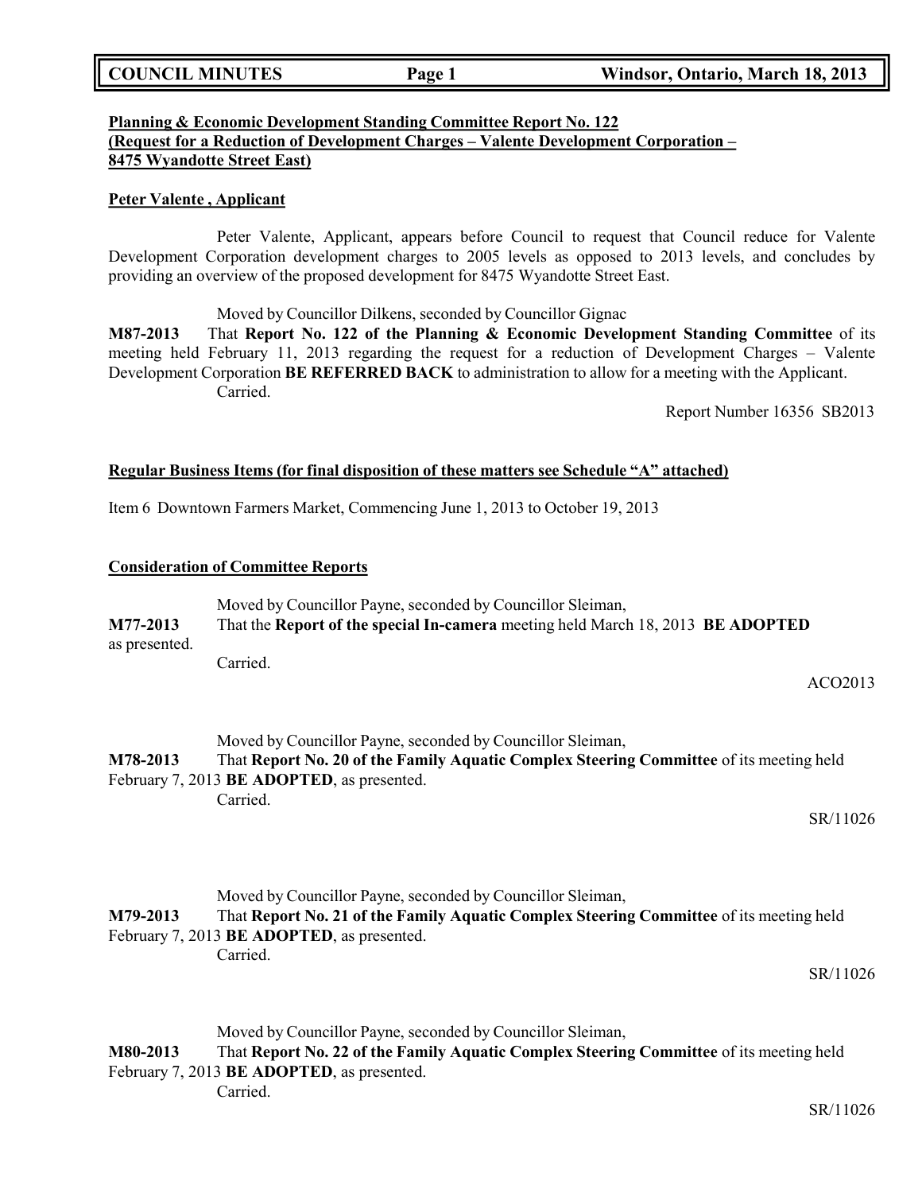**Planning & Economic Development Standing Committee Report No. 122 (Request for a Reduction of Development Charges – Valente Development Corporation – 8475 Wyandotte Street East)**

**Peter Valente , Applicant**

Peter Valente, Applicant, appears before Council to request that Council reduce for Valente Development Corporation development charges to 2005 levels as opposed to 2013 levels, and concludes by providing an overview of the proposed development for 8475 Wyandotte Street East.

Moved by Councillor Dilkens, seconded by Councillor Gignac

**M87-2013** That **Report No. 122 of the Planning & Economic Development Standing Committee** of its meeting held February 11, 2013 regarding the request for a reduction of Development Charges – Valente Development Corporation **BE REFERRED BACK** to administration to allow for a meeting with the Applicant.

Carried.

Report Number 16356 SB2013

**Regular Business Items (for final disposition of these matters see Schedule "A" attached)**

Item 6 Downtown Farmers Market, Commencing June 1, 2013 to October 19, 2013

**Consideration of Committee Reports**

Moved by Councillor Payne, seconded by Councillor Sleiman,

**M77-2013** That the **Report of the special In-camera** meeting held March 18, 2013 **BE ADOPTED** as presented.

Carried.

ACO2013

Moved by Councillor Payne, seconded by Councillor Sleiman,

**M78-2013** That **Report No. 20 of the Family Aquatic Complex Steering Committee** of its meeting held February 7, 2013 **BE ADOPTED**, as presented.

Carried.

SR/11026

Moved by Councillor Payne, seconded by Councillor Sleiman,

**M79-2013** That **Report No. 21 of the Family Aquatic Complex Steering Committee** of its meeting held February 7, 2013 **BE ADOPTED**, as presented.

Carried.

SR/11026

Moved by Councillor Payne, seconded by Councillor Sleiman,

**M80-2013** That **Report No. 22 of the Family Aquatic Complex Steering Committee** of its meeting held February 7, 2013 **BE ADOPTED**, as presented.

Carried.

SR/11026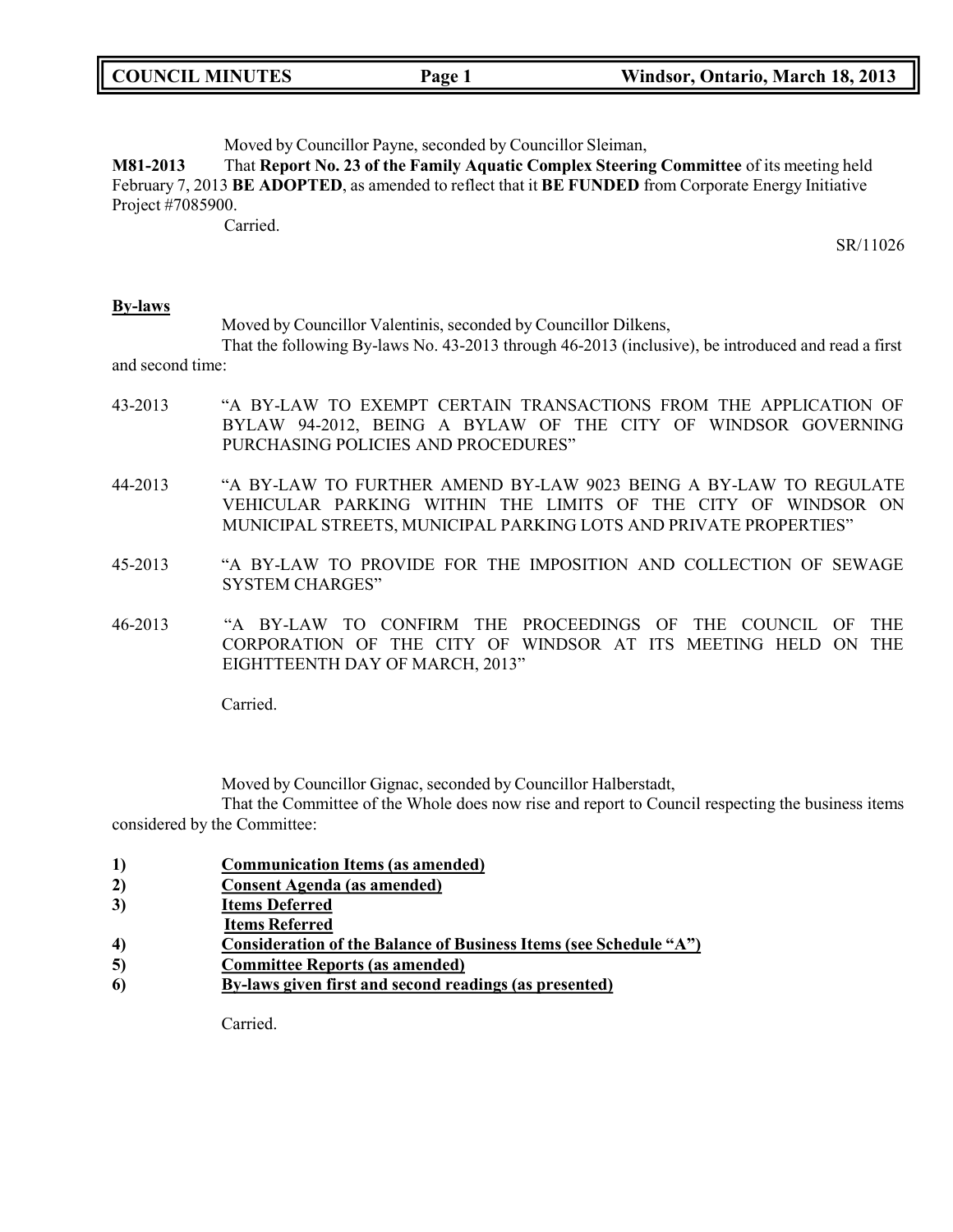Moved by Councillor Payne, seconded by Councillor Sleiman,

**M81-2013** That **Report No. 23 of the Family Aquatic Complex Steering Committee** of its meeting held February 7, 2013 **BE ADOPTED**, as amended to reflect that it **BE FUNDED** from Corporate Energy Initiative Project #7085900.

Carried.

SR/11026

**By-laws**

Moved by Councillor Valentinis, seconded by Councillor Dilkens,

That the following By-laws No. 43-2013 through 46-2013 (inclusive), be introduced and read a first and second time:

43-2013 "A BY-LAW TO EXEMPT CERTAIN TRANSACTIONS FROM THE APPLICATION OF BYLAW 94-2012, BEING A BYLAW OF THE CITY OF WINDSOR GOVERNING PURCHASING POLICIES AND PROCEDURES"

44-2013 "A BY-LAW TO FURTHER AMEND BY-LAW 9023 BEING A BY-LAW TO REGULATE VEHICULAR PARKING WITHIN THE LIMITS OF THE CITY OF WINDSOR ON MUNICIPAL STREETS, MUNICIPAL PARKING LOTS AND PRIVATE PROPERTIES"

45-2013 "A BY-LAW TO PROVIDE FOR THE IMPOSITION AND COLLECTION OF SEWAGE SYSTEM CHARGES"

46-2013 "A BY-LAW TO CONFIRM THE PROCEEDINGS OF THE COUNCIL OF THE CORPORATION OF THE CITY OF WINDSOR AT ITS MEETING HELD ON THE EIGHTTEENTH DAY OF MARCH, 2013"

Carried.

Moved by Councillor Gignac, seconded by Councillor Halberstadt,

That the Committee of the Whole does now rise and report to Council respecting the business items considered by the Committee:

1) <u>**Communication Items (as amended)**</u>
2) <u>**Consent Agenda (as amended)**</u>
3) <u>**Items Deferred**</u>
   <u>**Items Referred**</u>
4) <u>**Consideration of the Balance of Business Items (see Schedule "A")**</u>
5) <u>**Committee Reports (as amended)**</u>
6) <u>**By-laws given first and second readings (as presented)**</u>

Carried.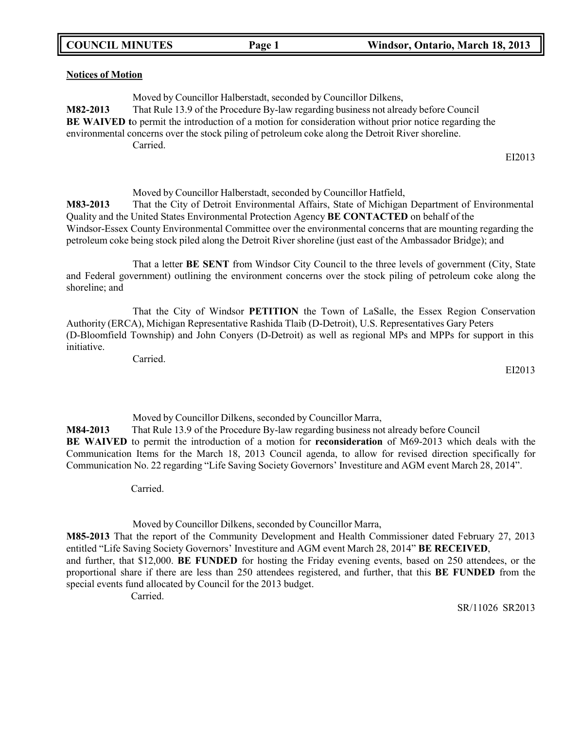**Notices of Motion**

Moved by Councillor Halberstadt, seconded by Councillor Dilkens,

**M82-2013** That Rule 13.9 of the Procedure By-law regarding business not already before Council **BE WAIVED t**o permit the introduction of a motion for consideration without prior notice regarding the environmental concerns over the stock piling of petroleum coke along the Detroit River shoreline.

Carried.

EI2013

Moved by Councillor Halberstadt, seconded by Councillor Hatfield,

**M83-2013** That the City of Detroit Environmental Affairs, State of Michigan Department of Environmental Quality and the United States Environmental Protection Agency **BE CONTACTED** on behalf of the Windsor-Essex County Environmental Committee over the environmental concerns that are mounting regarding the petroleum coke being stock piled along the Detroit River shoreline (just east of the Ambassador Bridge); and

That a letter **BE SENT** from Windsor City Council to the three levels of government (City, State and Federal government) outlining the environment concerns over the stock piling of petroleum coke along the shoreline; and

That the City of Windsor **PETITION** the Town of LaSalle, the Essex Region Conservation Authority (ERCA), Michigan Representative Rashida Tlaib (D-Detroit), U.S. Representatives Gary Peters (D-Bloomfield Township) and John Conyers (D-Detroit) as well as regional MPs and MPPs for support in this initiative.

Carried.

EI2013

Moved by Councillor Dilkens, seconded by Councillor Marra,

**M84-2013** That Rule 13.9 of the Procedure By-law regarding business not already before Council **BE WAIVED** to permit the introduction of a motion for **reconsideration** of M69-2013 which deals with the Communication Items for the March 18, 2013 Council agenda, to allow for revised direction specifically for Communication No. 22 regarding "Life Saving Society Governors' Investiture and AGM event March 28, 2014".

Carried.

Moved by Councillor Dilkens, seconded by Councillor Marra,

**M85-2013** That the report of the Community Development and Health Commissioner dated February 27, 2013 entitled "Life Saving Society Governors' Investiture and AGM event March 28, 2014" **BE RECEIVED**, and further, that $12,000. **BE FUNDED** for hosting the Friday evening events, based on 250 attendees, or the proportional share if there are less than 250 attendees registered, and further, that this **BE FUNDED** from the special events fund allocated by Council for the 2013 budget.

Carried.

SR/11026 SR2013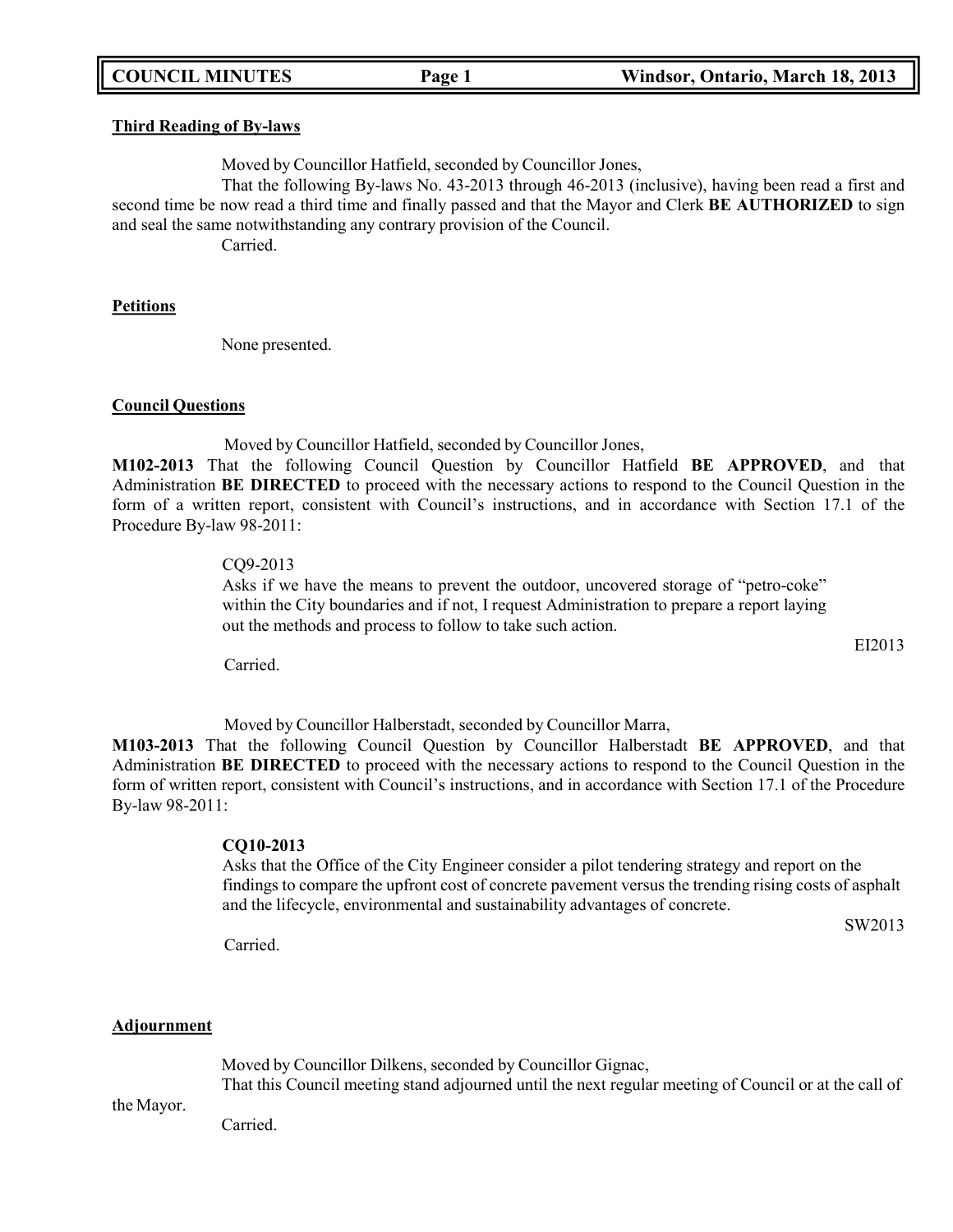**Third Reading of By-laws**

Moved by Councillor Hatfield, seconded by Councillor Jones,

That the following By-laws No. 43-2013 through 46-2013 (inclusive), having been read a first and second time be now read a third time and finally passed and that the Mayor and Clerk **BE AUTHORIZED** to sign and seal the same notwithstanding any contrary provision of the Council.

Carried.

**Petitions**

None presented.

**Council Questions**

Moved by Councillor Hatfield, seconded by Councillor Jones,

**M102-2013** That the following Council Question by Councillor Hatfield **BE APPROVED**, and that Administration **BE DIRECTED** to proceed with the necessary actions to respond to the Council Question in the form of a written report, consistent with Council's instructions, and in accordance with Section 17.1 of the Procedure By-law 98-2011:

CQ9-2013

Asks if we have the means to prevent the outdoor, uncovered storage of "petro-coke" within the City boundaries and if not, I request Administration to prepare a report laying out the methods and process to follow to take such action.

EI2013

Carried.

Moved by Councillor Halberstadt, seconded by Councillor Marra,

**M103-2013** That the following Council Question by Councillor Halberstadt **BE APPROVED**, and that Administration **BE DIRECTED** to proceed with the necessary actions to respond to the Council Question in the form of written report, consistent with Council's instructions, and in accordance with Section 17.1 of the Procedure By-law 98-2011:

**CQ10-2013**

Asks that the Office of the City Engineer consider a pilot tendering strategy and report on the findings to compare the upfront cost of concrete pavement versus the trending rising costs of asphalt and the lifecycle, environmental and sustainability advantages of concrete.

SW2013

Carried.

**Adjournment**

Moved by Councillor Dilkens, seconded by Councillor Gignac,

That this Council meeting stand adjourned until the next regular meeting of Council or at the call of the Mayor.

Carried.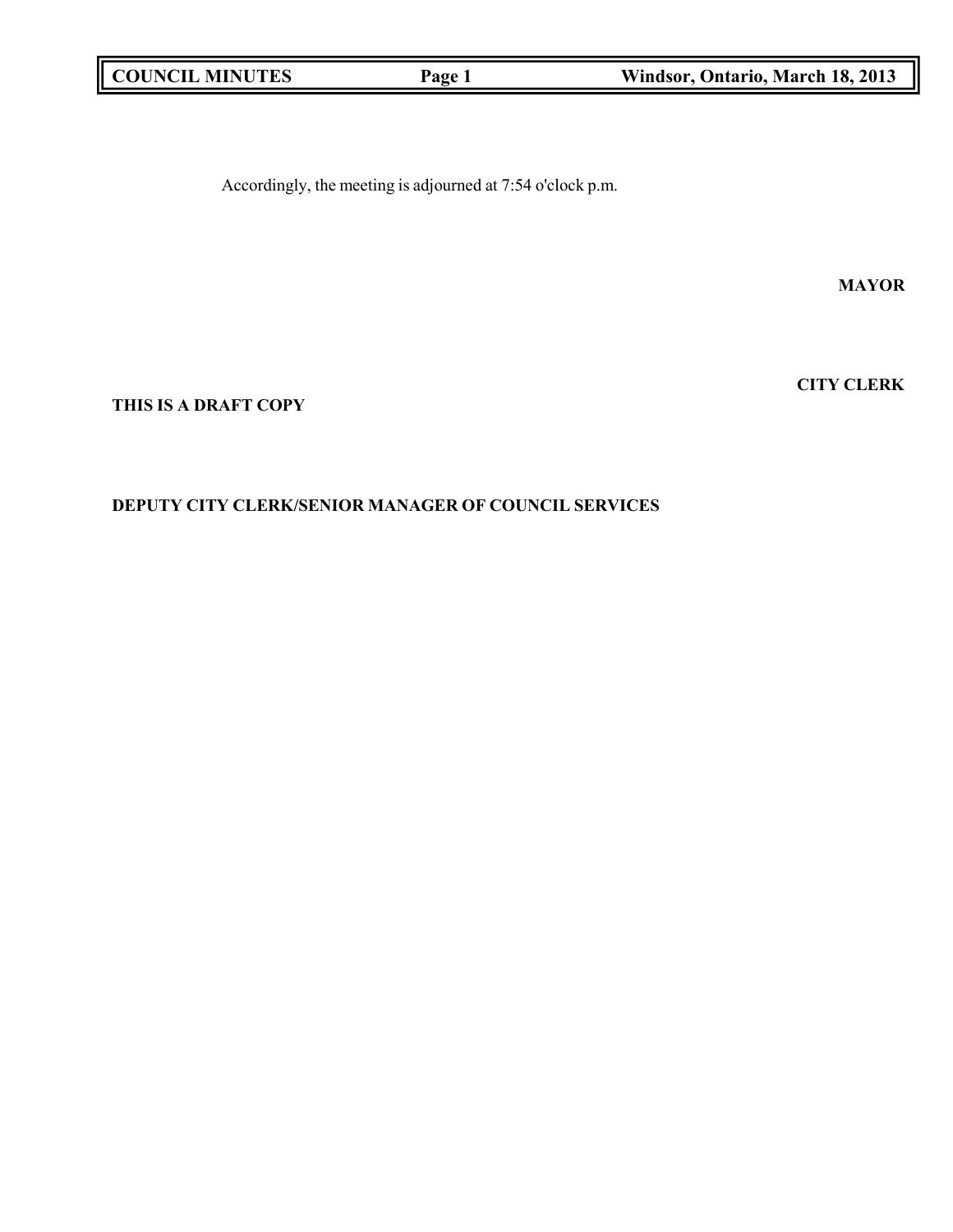Accordingly, the meeting is adjourned at 7:54 o'clock p.m.

**MAYOR**

**CITY CLERK**

**THIS IS A DRAFT COPY**

**DEPUTY CITY CLERK/SENIOR MANAGER OF COUNCIL SERVICES**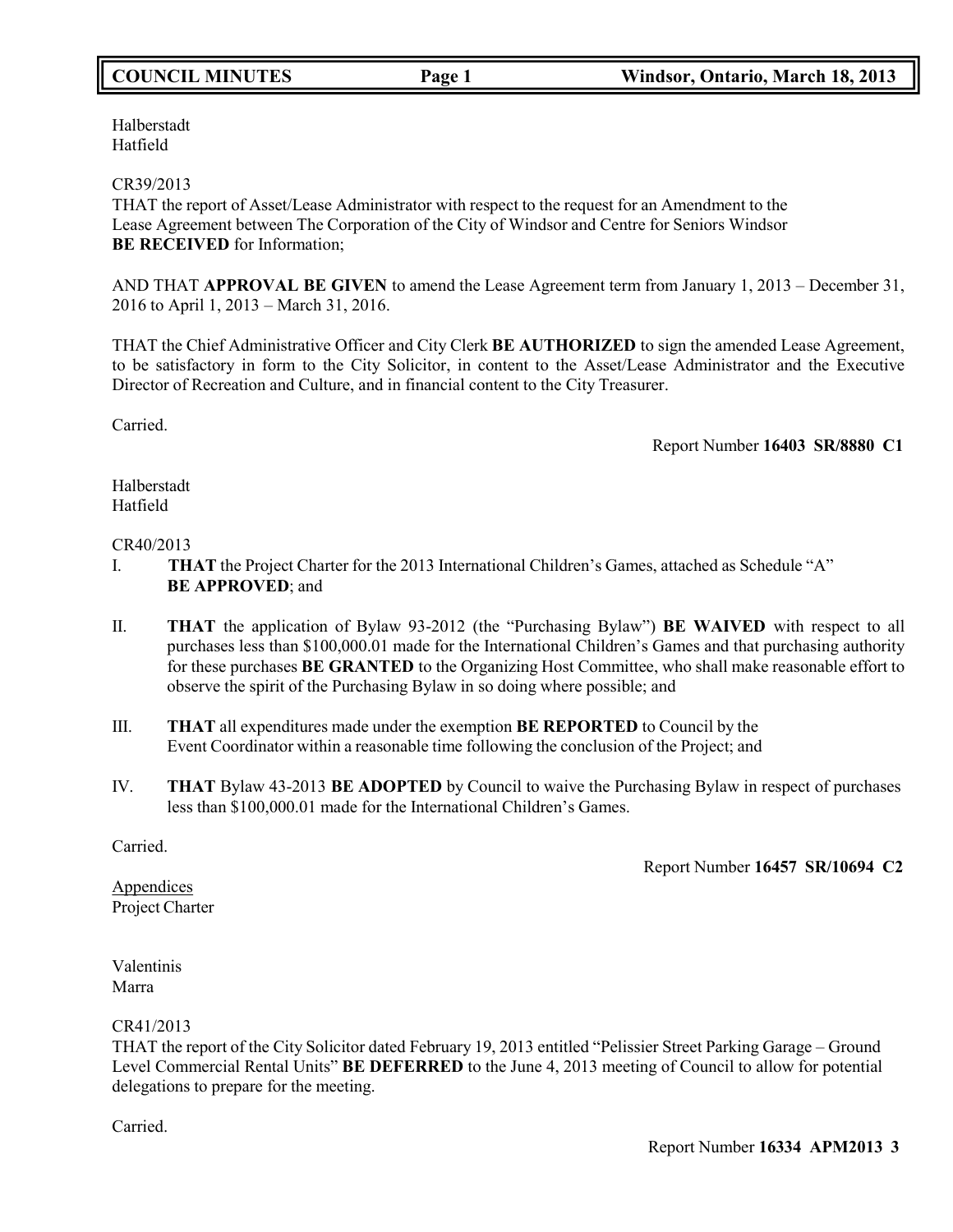Halberstadt
Hatfield

CR39/2013
THAT the report of Asset/Lease Administrator with respect to the request for an Amendment to the Lease Agreement between The Corporation of the City of Windsor and Centre for Seniors Windsor **BE RECEIVED** for Information;

AND THAT **APPROVAL BE GIVEN** to amend the Lease Agreement term from January 1, 2013 – December 31, 2016 to April 1, 2013 – March 31, 2016.

THAT the Chief Administrative Officer and City Clerk **BE AUTHORIZED** to sign the amended Lease Agreement, to be satisfactory in form to the City Solicitor, in content to the Asset/Lease Administrator and the Executive Director of Recreation and Culture, and in financial content to the City Treasurer.

Carried.

Report Number **16403 SR/8880 C1**

Halberstadt
Hatfield

CR40/2013

I. **THAT** the Project Charter for the 2013 International Children's Games, attached as Schedule "A" **BE APPROVED**; and

II. **THAT** the application of Bylaw 93-2012 (the "Purchasing Bylaw") **BE WAIVED** with respect to all purchases less than $100,000.01 made for the International Children's Games and that purchasing authority for these purchases **BE GRANTED** to the Organizing Host Committee, who shall make reasonable effort to observe the spirit of the Purchasing Bylaw in so doing where possible; and

III. **THAT** all expenditures made under the exemption **BE REPORTED** to Council by the Event Coordinator within a reasonable time following the conclusion of the Project; and

IV. **THAT** Bylaw 43-2013 **BE ADOPTED** by Council to waive the Purchasing Bylaw in respect of purchases less than $100,000.01 made for the International Children's Games.

Carried.

Report Number **16457 SR/10694 C2**

Appendices
Project Charter

Valentinis
Marra

CR41/2013
THAT the report of the City Solicitor dated February 19, 2013 entitled "Pelissier Street Parking Garage – Ground Level Commercial Rental Units" **BE DEFERRED** to the June 4, 2013 meeting of Council to allow for potential delegations to prepare for the meeting.

Carried.

Report Number **16334 APM2013 3**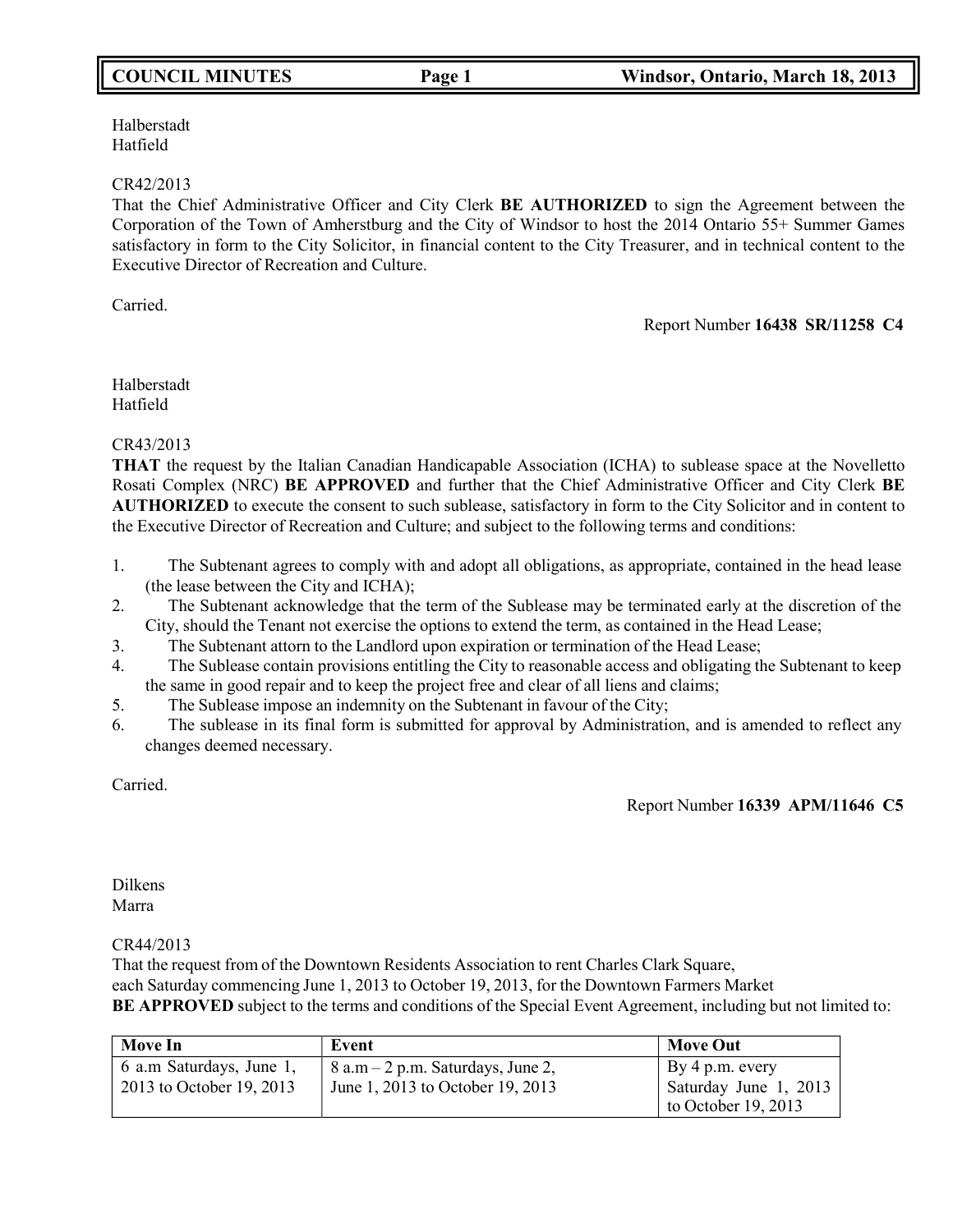Halberstadt
Hatfield

CR42/2013
That the Chief Administrative Officer and City Clerk **BE AUTHORIZED** to sign the Agreement between the Corporation of the Town of Amherstburg and the City of Windsor to host the 2014 Ontario 55+ Summer Games satisfactory in form to the City Solicitor, in financial content to the City Treasurer, and in technical content to the Executive Director of Recreation and Culture.

Carried.

Report Number **16438 SR/11258 C4**

Halberstadt
Hatfield

CR43/2013
**THAT** the request by the Italian Canadian Handicapable Association (ICHA) to sublease space at the Novelletto Rosati Complex (NRC) **BE APPROVED** and further that the Chief Administrative Officer and City Clerk **BE AUTHORIZED** to execute the consent to such sublease, satisfactory in form to the City Solicitor and in content to the Executive Director of Recreation and Culture; and subject to the following terms and conditions:

1. The Subtenant agrees to comply with and adopt all obligations, as appropriate, contained in the head lease (the lease between the City and ICHA);
2. The Subtenant acknowledge that the term of the Sublease may be terminated early at the discretion of the City, should the Tenant not exercise the options to extend the term, as contained in the Head Lease;
3. The Subtenant attorn to the Landlord upon expiration or termination of the Head Lease;
4. The Sublease contain provisions entitling the City to reasonable access and obligating the Subtenant to keep the same in good repair and to keep the project free and clear of all liens and claims;
5. The Sublease impose an indemnity on the Subtenant in favour of the City;
6. The sublease in its final form is submitted for approval by Administration, and is amended to reflect any changes deemed necessary.

Carried.

Report Number **16339 APM/11646 C5**

Dilkens
Marra

CR44/2013
That the request from of the Downtown Residents Association to rent Charles Clark Square, each Saturday commencing June 1, 2013 to October 19, 2013, for the Downtown Farmers Market **BE APPROVED** subject to the terms and conditions of the Special Event Agreement, including but not limited to:

| Move In | Event | Move Out |
|---|---|---|
| 6 a.m Saturdays, June 1, 2013 to October 19, 2013 | 8 a.m – 2 p.m. Saturdays, June 2, June 1, 2013 to October 19, 2013 | By 4 p.m. every Saturday June 1, 2013 to October 19, 2013 |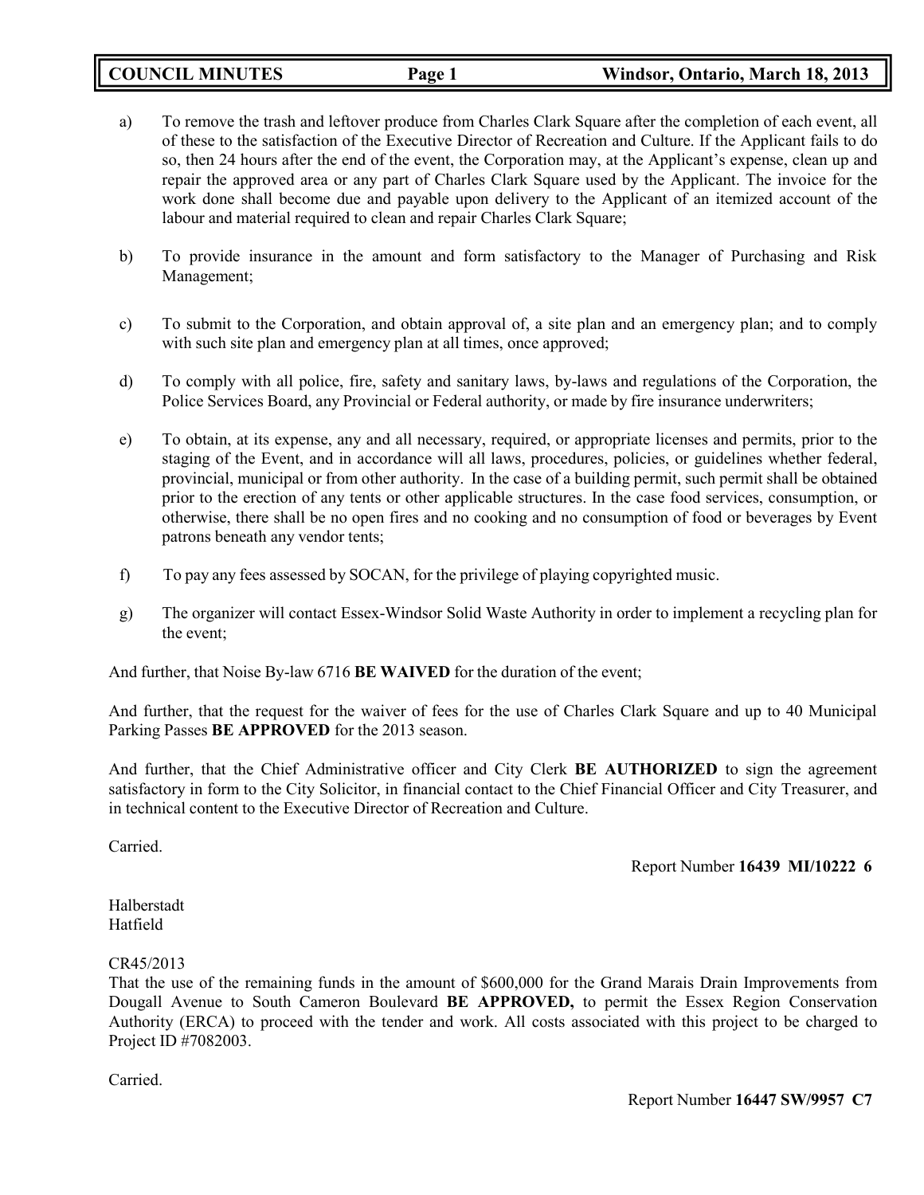a) To remove the trash and leftover produce from Charles Clark Square after the completion of each event, all of these to the satisfaction of the Executive Director of Recreation and Culture. If the Applicant fails to do so, then 24 hours after the end of the event, the Corporation may, at the Applicant's expense, clean up and repair the approved area or any part of Charles Clark Square used by the Applicant. The invoice for the work done shall become due and payable upon delivery to the Applicant of an itemized account of the labour and material required to clean and repair Charles Clark Square;

b) To provide insurance in the amount and form satisfactory to the Manager of Purchasing and Risk Management;

c) To submit to the Corporation, and obtain approval of, a site plan and an emergency plan; and to comply with such site plan and emergency plan at all times, once approved;

d) To comply with all police, fire, safety and sanitary laws, by-laws and regulations of the Corporation, the Police Services Board, any Provincial or Federal authority, or made by fire insurance underwriters;

e) To obtain, at its expense, any and all necessary, required, or appropriate licenses and permits, prior to the staging of the Event, and in accordance will all laws, procedures, policies, or guidelines whether federal, provincial, municipal or from other authority. In the case of a building permit, such permit shall be obtained prior to the erection of any tents or other applicable structures. In the case food services, consumption, or otherwise, there shall be no open fires and no cooking and no consumption of food or beverages by Event patrons beneath any vendor tents;

f) To pay any fees assessed by SOCAN, for the privilege of playing copyrighted music.

g) The organizer will contact Essex-Windsor Solid Waste Authority in order to implement a recycling plan for the event;

And further, that Noise By-law 6716 **BE WAIVED** for the duration of the event;

And further, that the request for the waiver of fees for the use of Charles Clark Square and up to 40 Municipal Parking Passes **BE APPROVED** for the 2013 season.

And further, that the Chief Administrative officer and City Clerk **BE AUTHORIZED** to sign the agreement satisfactory in form to the City Solicitor, in financial contact to the Chief Financial Officer and City Treasurer, and in technical content to the Executive Director of Recreation and Culture.

Carried.

Report Number **16439 MI/10222 6**

Halberstadt
Hatfield

CR45/2013
That the use of the remaining funds in the amount of $600,000 for the Grand Marais Drain Improvements from Dougall Avenue to South Cameron Boulevard **BE APPROVED,** to permit the Essex Region Conservation Authority (ERCA) to proceed with the tender and work. All costs associated with this project to be charged to Project ID #7082003.

Carried.

Report Number **16447 SW/9957 C7**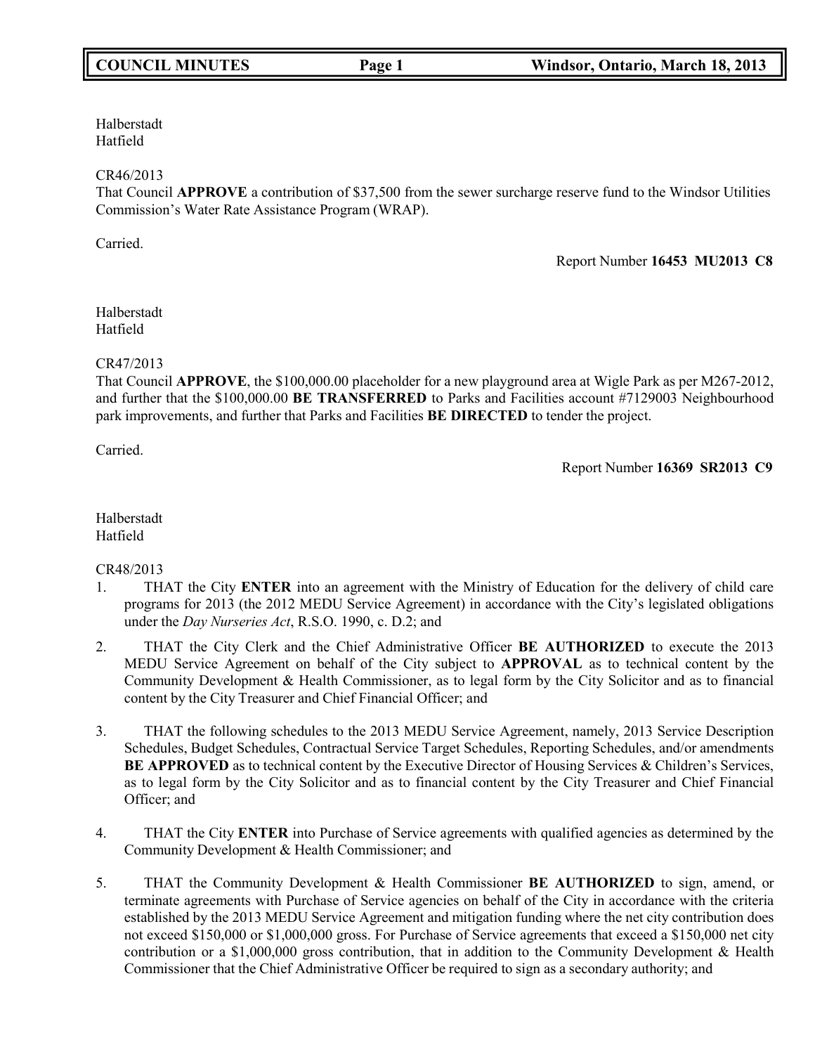Halberstadt
Hatfield

CR46/2013
That Council **APPROVE** a contribution of $37,500 from the sewer surcharge reserve fund to the Windsor Utilities Commission's Water Rate Assistance Program (WRAP).

Carried.

Report Number **16453 MU2013 C8**

Halberstadt
Hatfield

CR47/2013
That Council **APPROVE**, the $100,000.00 placeholder for a new playground area at Wigle Park as per M267-2012, and further that the $100,000.00 **BE TRANSFERRED** to Parks and Facilities account #7129003 Neighbourhood park improvements, and further that Parks and Facilities **BE DIRECTED** to tender the project.

Carried.

Report Number **16369 SR2013 C9**

Halberstadt
Hatfield

CR48/2013

1. THAT the City **ENTER** into an agreement with the Ministry of Education for the delivery of child care programs for 2013 (the 2012 MEDU Service Agreement) in accordance with the City's legislated obligations under the *Day Nurseries Act*, R.S.O. 1990, c. D.2; and

2. THAT the City Clerk and the Chief Administrative Officer **BE AUTHORIZED** to execute the 2013 MEDU Service Agreement on behalf of the City subject to **APPROVAL** as to technical content by the Community Development & Health Commissioner, as to legal form by the City Solicitor and as to financial content by the City Treasurer and Chief Financial Officer; and

3. THAT the following schedules to the 2013 MEDU Service Agreement, namely, 2013 Service Description Schedules, Budget Schedules, Contractual Service Target Schedules, Reporting Schedules, and/or amendments **BE APPROVED** as to technical content by the Executive Director of Housing Services & Children's Services, as to legal form by the City Solicitor and as to financial content by the City Treasurer and Chief Financial Officer; and

4. THAT the City **ENTER** into Purchase of Service agreements with qualified agencies as determined by the Community Development & Health Commissioner; and

5. THAT the Community Development & Health Commissioner **BE AUTHORIZED** to sign, amend, or terminate agreements with Purchase of Service agencies on behalf of the City in accordance with the criteria established by the 2013 MEDU Service Agreement and mitigation funding where the net city contribution does not exceed $150,000 or $1,000,000 gross. For Purchase of Service agreements that exceed a $150,000 net city contribution or a $1,000,000 gross contribution, that in addition to the Community Development & Health Commissioner that the Chief Administrative Officer be required to sign as a secondary authority; and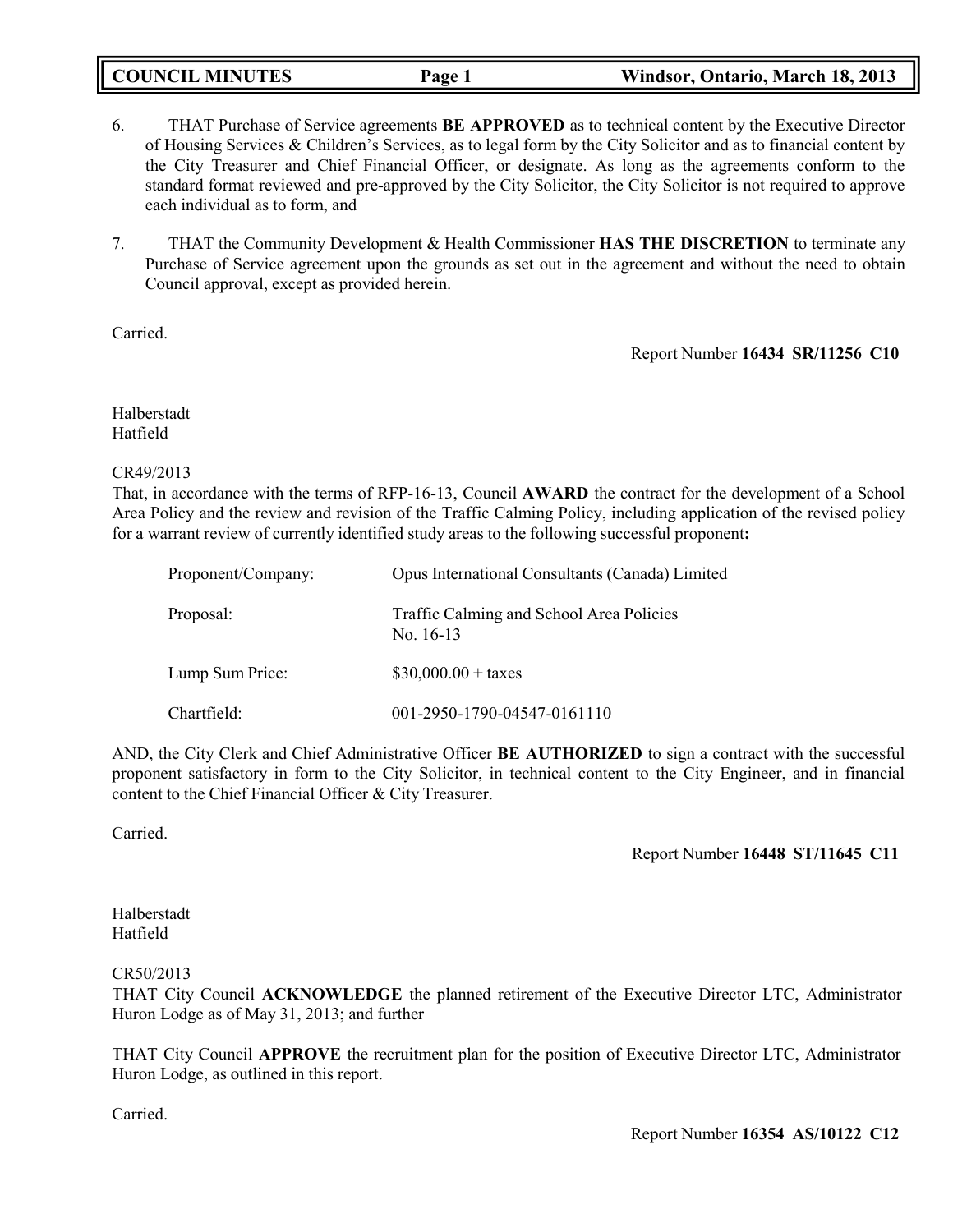6. THAT Purchase of Service agreements **BE APPROVED** as to technical content by the Executive Director of Housing Services & Children's Services, as to legal form by the City Solicitor and as to financial content by the City Treasurer and Chief Financial Officer, or designate. As long as the agreements conform to the standard format reviewed and pre-approved by the City Solicitor, the City Solicitor is not required to approve each individual as to form, and

7. THAT the Community Development & Health Commissioner **HAS THE DISCRETION** to terminate any Purchase of Service agreement upon the grounds as set out in the agreement and without the need to obtain Council approval, except as provided herein.

Carried.

Report Number **16434 SR/11256 C10**

Halberstadt
Hatfield

CR49/2013
That, in accordance with the terms of RFP-16-13, Council **AWARD** the contract for the development of a School Area Policy and the review and revision of the Traffic Calming Policy, including application of the revised policy for a warrant review of currently identified study areas to the following successful proponent**:**

| | |
|---|---|
| Proponent/Company: | Opus International Consultants (Canada) Limited |
| Proposal: | Traffic Calming and School Area Policies No. 16-13 |
| Lump Sum Price: | $30,000.00 + taxes |
| Chartfield: | 001-2950-1790-04547-0161110 |

AND, the City Clerk and Chief Administrative Officer **BE AUTHORIZED** to sign a contract with the successful proponent satisfactory in form to the City Solicitor, in technical content to the City Engineer, and in financial content to the Chief Financial Officer & City Treasurer.

Carried.

Report Number **16448 ST/11645 C11**

Halberstadt
Hatfield

CR50/2013
THAT City Council **ACKNOWLEDGE** the planned retirement of the Executive Director LTC, Administrator Huron Lodge as of May 31, 2013; and further

THAT City Council **APPROVE** the recruitment plan for the position of Executive Director LTC, Administrator Huron Lodge, as outlined in this report.

Carried.

Report Number **16354 AS/10122 C12**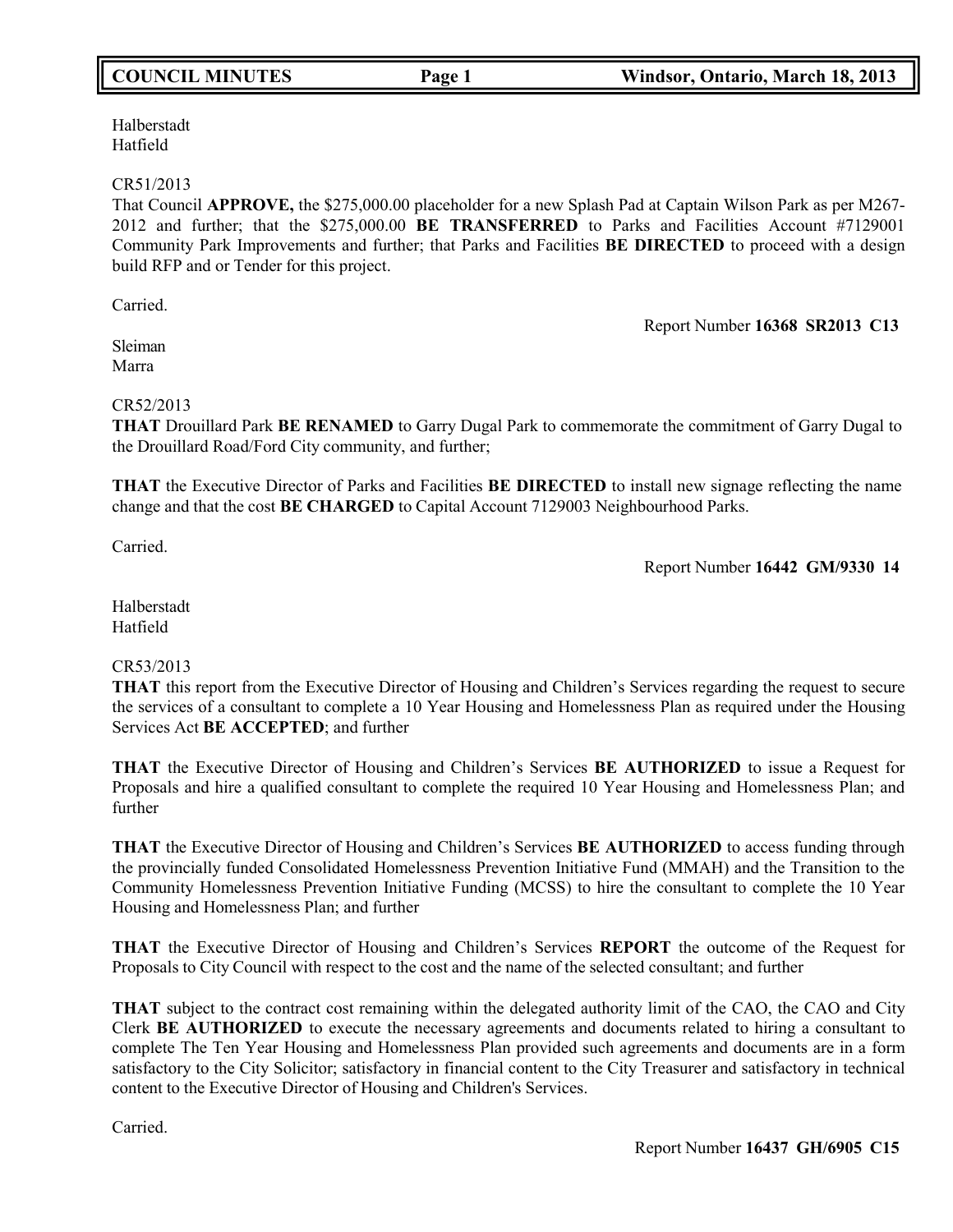Halberstadt
Hatfield

CR51/2013
That Council **APPROVE,** the $275,000.00 placeholder for a new Splash Pad at Captain Wilson Park as per M267-2012 and further; that the $275,000.00 **BE TRANSFERRED** to Parks and Facilities Account #7129001 Community Park Improvements and further; that Parks and Facilities **BE DIRECTED** to proceed with a design build RFP and or Tender for this project.

Carried.

Report Number **16368 SR2013 C13**

Sleiman
Marra

CR52/2013
**THAT** Drouillard Park **BE RENAMED** to Garry Dugal Park to commemorate the commitment of Garry Dugal to the Drouillard Road/Ford City community, and further;

**THAT** the Executive Director of Parks and Facilities **BE DIRECTED** to install new signage reflecting the name change and that the cost **BE CHARGED** to Capital Account 7129003 Neighbourhood Parks.

Carried.

Report Number **16442 GM/9330 14**

Halberstadt
Hatfield

CR53/2013
**THAT** this report from the Executive Director of Housing and Children's Services regarding the request to secure the services of a consultant to complete a 10 Year Housing and Homelessness Plan as required under the Housing Services Act **BE ACCEPTED**; and further

**THAT** the Executive Director of Housing and Children's Services **BE AUTHORIZED** to issue a Request for Proposals and hire a qualified consultant to complete the required 10 Year Housing and Homelessness Plan; and further

**THAT** the Executive Director of Housing and Children's Services **BE AUTHORIZED** to access funding through the provincially funded Consolidated Homelessness Prevention Initiative Fund (MMAH) and the Transition to the Community Homelessness Prevention Initiative Funding (MCSS) to hire the consultant to complete the 10 Year Housing and Homelessness Plan; and further

**THAT** the Executive Director of Housing and Children's Services **REPORT** the outcome of the Request for Proposals to City Council with respect to the cost and the name of the selected consultant; and further

**THAT** subject to the contract cost remaining within the delegated authority limit of the CAO, the CAO and City Clerk **BE AUTHORIZED** to execute the necessary agreements and documents related to hiring a consultant to complete The Ten Year Housing and Homelessness Plan provided such agreements and documents are in a form satisfactory to the City Solicitor; satisfactory in financial content to the City Treasurer and satisfactory in technical content to the Executive Director of Housing and Children's Services.

Carried.

Report Number **16437 GH/6905 C15**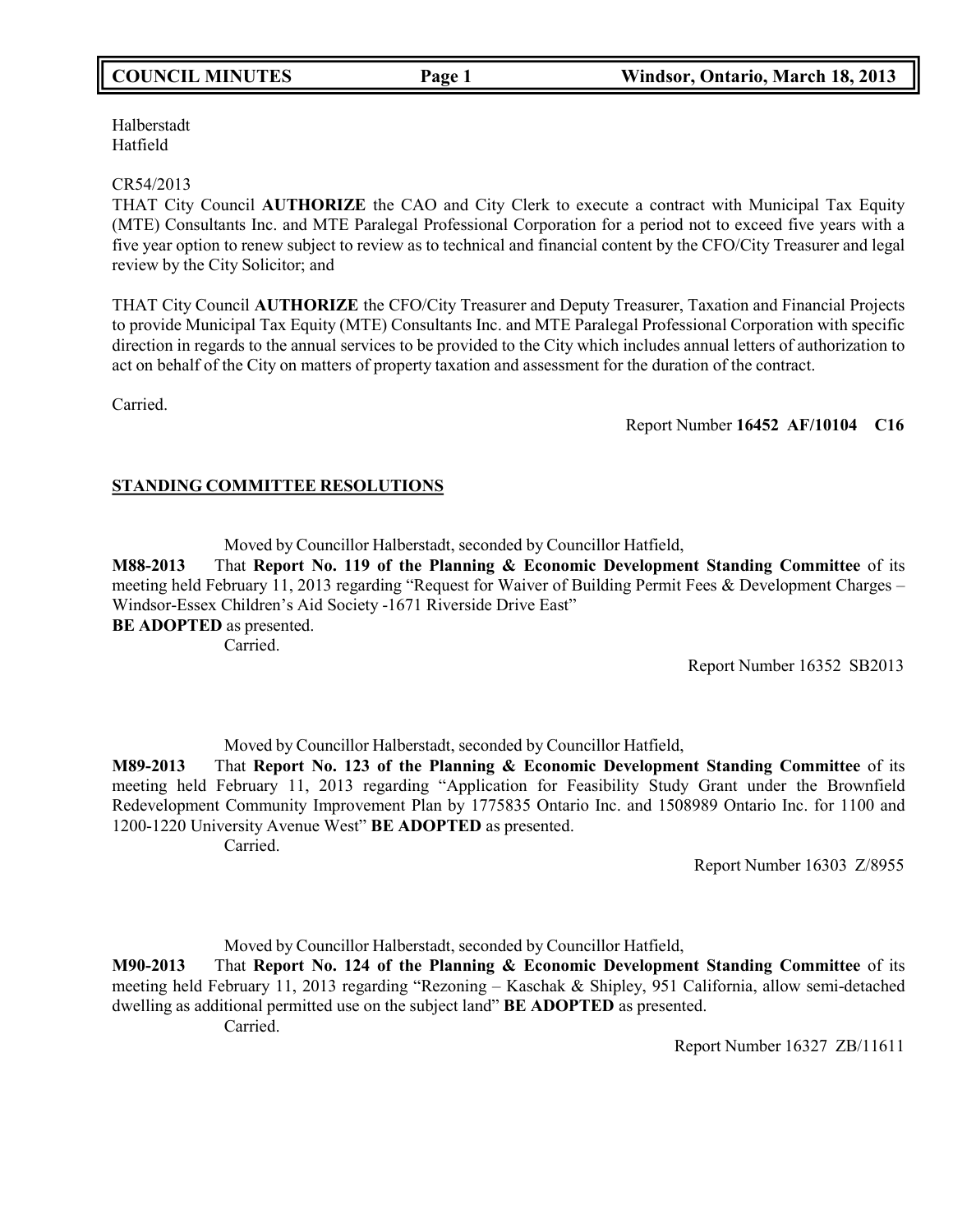Halberstadt
Hatfield

CR54/2013
THAT City Council **AUTHORIZE** the CAO and City Clerk to execute a contract with Municipal Tax Equity (MTE) Consultants Inc. and MTE Paralegal Professional Corporation for a period not to exceed five years with a five year option to renew subject to review as to technical and financial content by the CFO/City Treasurer and legal review by the City Solicitor; and

THAT City Council **AUTHORIZE** the CFO/City Treasurer and Deputy Treasurer, Taxation and Financial Projects to provide Municipal Tax Equity (MTE) Consultants Inc. and MTE Paralegal Professional Corporation with specific direction in regards to the annual services to be provided to the City which includes annual letters of authorization to act on behalf of the City on matters of property taxation and assessment for the duration of the contract.

Carried.

Report Number **16452 AF/10104 C16**

## STANDING COMMITTEE RESOLUTIONS

Moved by Councillor Halberstadt, seconded by Councillor Hatfield,

**M88-2013** That **Report No. 119 of the Planning & Economic Development Standing Committee** of its meeting held February 11, 2013 regarding "Request for Waiver of Building Permit Fees & Development Charges – Windsor-Essex Children's Aid Society -1671 Riverside Drive East"
**BE ADOPTED** as presented.

Carried.

Report Number 16352 SB2013

Moved by Councillor Halberstadt, seconded by Councillor Hatfield,

**M89-2013** That **Report No. 123 of the Planning & Economic Development Standing Committee** of its meeting held February 11, 2013 regarding "Application for Feasibility Study Grant under the Brownfield Redevelopment Community Improvement Plan by 1775835 Ontario Inc. and 1508989 Ontario Inc. for 1100 and 1200-1220 University Avenue West" **BE ADOPTED** as presented.

Carried.

Report Number 16303 Z/8955

Moved by Councillor Halberstadt, seconded by Councillor Hatfield,

**M90-2013** That **Report No. 124 of the Planning & Economic Development Standing Committee** of its meeting held February 11, 2013 regarding "Rezoning – Kaschak & Shipley, 951 California, allow semi-detached dwelling as additional permitted use on the subject land" **BE ADOPTED** as presented.

Carried.

Report Number 16327 ZB/11611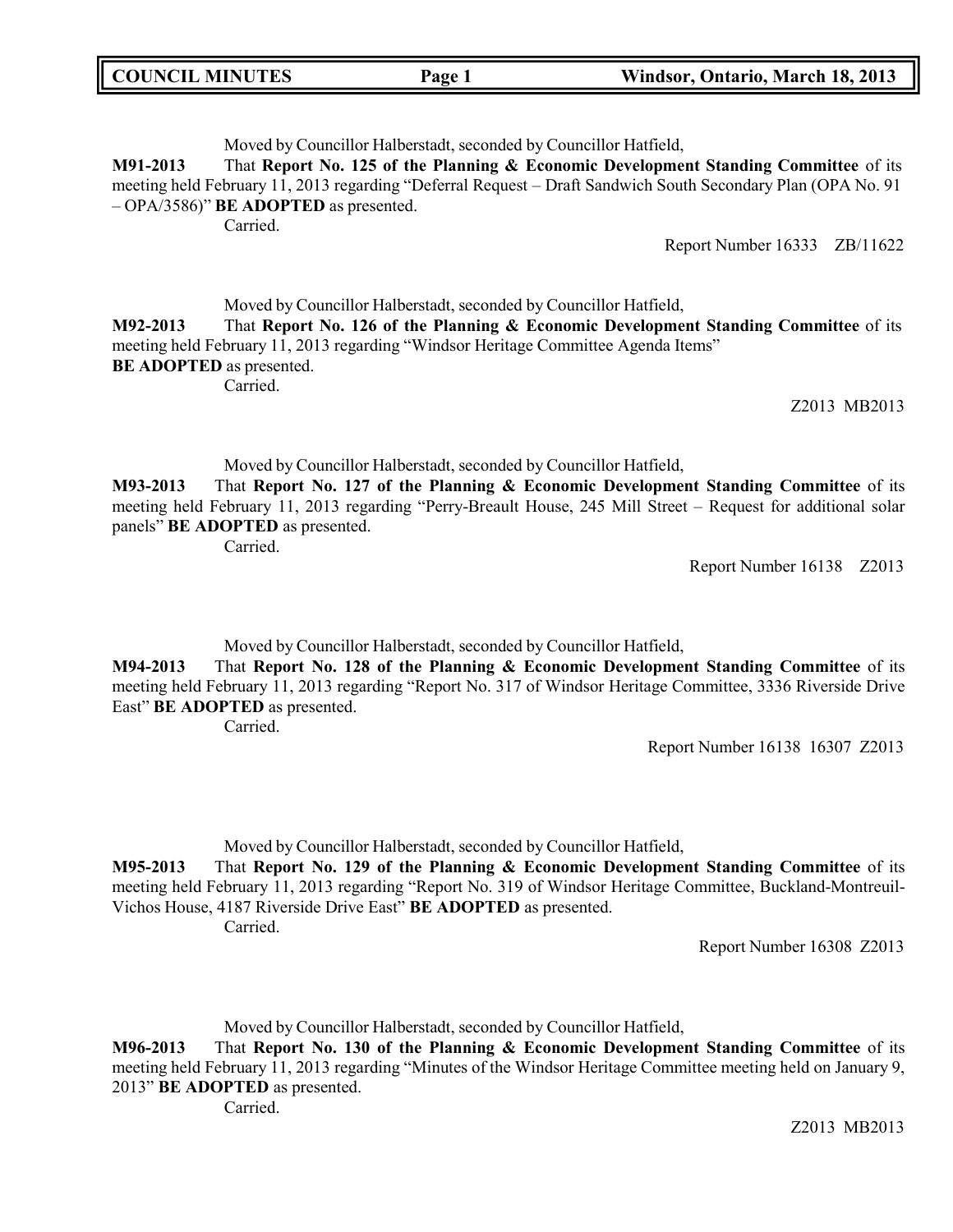Moved by Councillor Halberstadt, seconded by Councillor Hatfield,

**M91-2013** That **Report No. 125 of the Planning & Economic Development Standing Committee** of its meeting held February 11, 2013 regarding "Deferral Request – Draft Sandwich South Secondary Plan (OPA No. 91 – OPA/3586)" **BE ADOPTED** as presented.

Carried.

Report Number 16333 ZB/11622

Moved by Councillor Halberstadt, seconded by Councillor Hatfield,

**M92-2013** That **Report No. 126 of the Planning & Economic Development Standing Committee** of its meeting held February 11, 2013 regarding "Windsor Heritage Committee Agenda Items" **BE ADOPTED** as presented.

Carried.

Z2013 MB2013

Moved by Councillor Halberstadt, seconded by Councillor Hatfield,

**M93-2013** That **Report No. 127 of the Planning & Economic Development Standing Committee** of its meeting held February 11, 2013 regarding "Perry-Breault House, 245 Mill Street – Request for additional solar panels" **BE ADOPTED** as presented.

Carried.

Report Number 16138 Z2013

Moved by Councillor Halberstadt, seconded by Councillor Hatfield,

**M94-2013** That **Report No. 128 of the Planning & Economic Development Standing Committee** of its meeting held February 11, 2013 regarding "Report No. 317 of Windsor Heritage Committee, 3336 Riverside Drive East" **BE ADOPTED** as presented.

Carried.

Report Number 16138 16307 Z2013

Moved by Councillor Halberstadt, seconded by Councillor Hatfield,

**M95-2013** That **Report No. 129 of the Planning & Economic Development Standing Committee** of its meeting held February 11, 2013 regarding "Report No. 319 of Windsor Heritage Committee, Buckland-Montreuil-Vichos House, 4187 Riverside Drive East" **BE ADOPTED** as presented.

Carried.

Report Number 16308 Z2013

Moved by Councillor Halberstadt, seconded by Councillor Hatfield,

**M96-2013** That **Report No. 130 of the Planning & Economic Development Standing Committee** of its meeting held February 11, 2013 regarding "Minutes of the Windsor Heritage Committee meeting held on January 9, 2013" **BE ADOPTED** as presented.

Carried.

Z2013 MB2013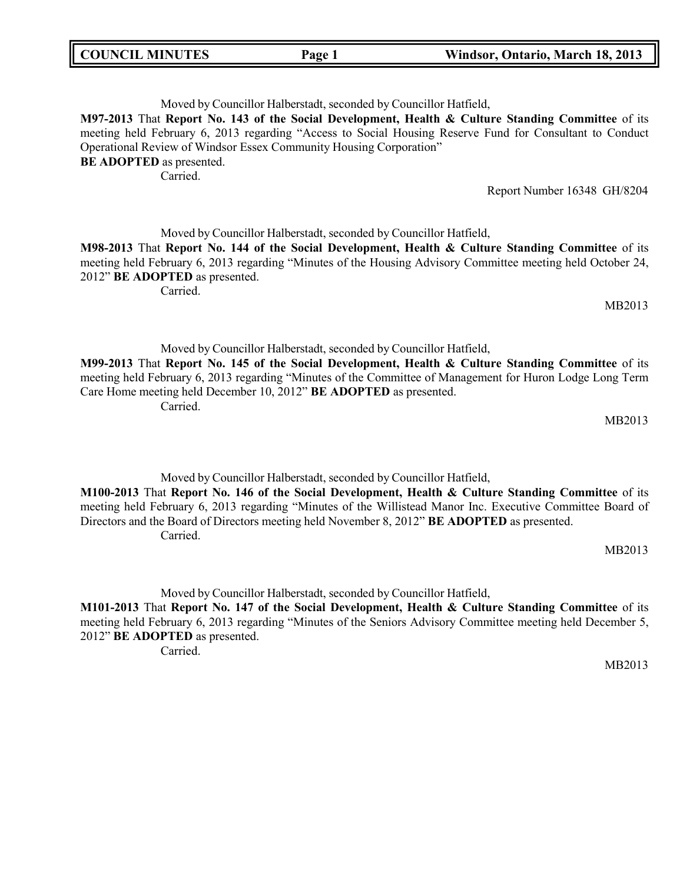Moved by Councillor Halberstadt, seconded by Councillor Hatfield,

**M97-2013** That **Report No. 143 of the Social Development, Health & Culture Standing Committee** of its meeting held February 6, 2013 regarding "Access to Social Housing Reserve Fund for Consultant to Conduct Operational Review of Windsor Essex Community Housing Corporation"
**BE ADOPTED** as presented.

Carried.

Report Number 16348 GH/8204

Moved by Councillor Halberstadt, seconded by Councillor Hatfield,

**M98-2013** That **Report No. 144 of the Social Development, Health & Culture Standing Committee** of its meeting held February 6, 2013 regarding "Minutes of the Housing Advisory Committee meeting held October 24, 2012" **BE ADOPTED** as presented.

Carried.

MB2013

Moved by Councillor Halberstadt, seconded by Councillor Hatfield,

**M99-2013** That **Report No. 145 of the Social Development, Health & Culture Standing Committee** of its meeting held February 6, 2013 regarding "Minutes of the Committee of Management for Huron Lodge Long Term Care Home meeting held December 10, 2012" **BE ADOPTED** as presented.

Carried.

MB2013

Moved by Councillor Halberstadt, seconded by Councillor Hatfield,

**M100-2013** That **Report No. 146 of the Social Development, Health & Culture Standing Committee** of its meeting held February 6, 2013 regarding "Minutes of the Willistead Manor Inc. Executive Committee Board of Directors and the Board of Directors meeting held November 8, 2012" **BE ADOPTED** as presented.

Carried.

MB2013

Moved by Councillor Halberstadt, seconded by Councillor Hatfield,

**M101-2013** That **Report No. 147 of the Social Development, Health & Culture Standing Committee** of its meeting held February 6, 2013 regarding "Minutes of the Seniors Advisory Committee meeting held December 5, 2012" **BE ADOPTED** as presented.

Carried.

MB2013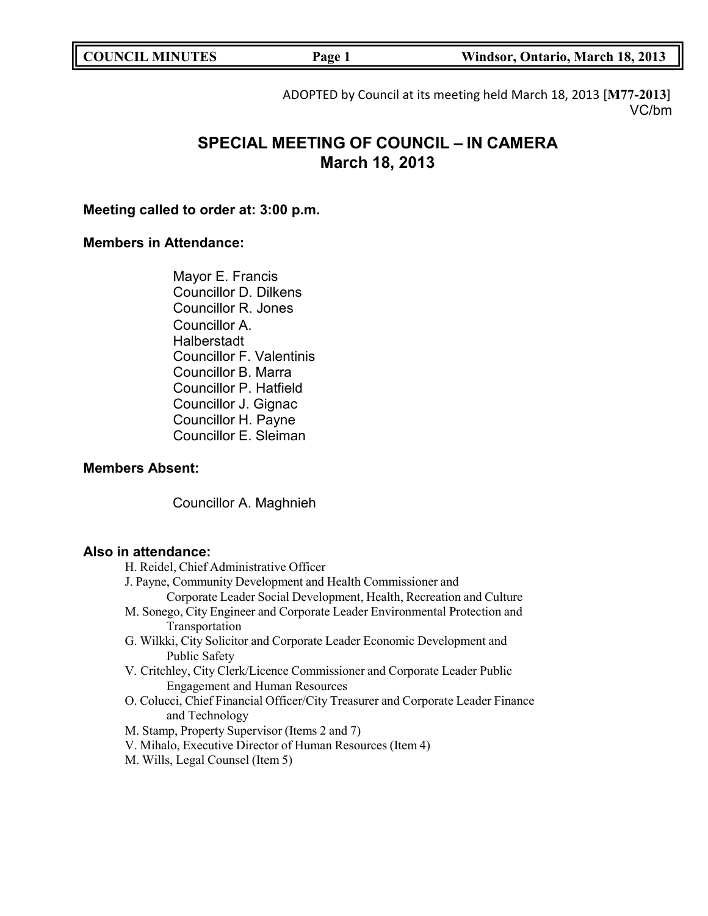ADOPTED by Council at its meeting held March 18, 2013 [**M77-2013**]
VC/bm

# SPECIAL MEETING OF COUNCIL – IN CAMERA
## March 18, 2013

**Meeting called to order at: 3:00 p.m.**

**Members in Attendance:**

Mayor E. Francis
Councillor D. Dilkens
Councillor R. Jones
Councillor A. Halberstadt
Councillor F. Valentinis
Councillor B. Marra
Councillor P. Hatfield
Councillor J. Gignac
Councillor H. Payne
Councillor E. Sleiman

**Members Absent:**

Councillor A. Maghnieh

**Also in attendance:**

H. Reidel, Chief Administrative Officer
J. Payne, Community Development and Health Commissioner and Corporate Leader Social Development, Health, Recreation and Culture
M. Sonego, City Engineer and Corporate Leader Environmental Protection and Transportation
G. Wilkki, City Solicitor and Corporate Leader Economic Development and Public Safety
V. Critchley, City Clerk/Licence Commissioner and Corporate Leader Public Engagement and Human Resources
O. Colucci, Chief Financial Officer/City Treasurer and Corporate Leader Finance and Technology
M. Stamp, Property Supervisor (Items 2 and 7)
V. Mihalo, Executive Director of Human Resources (Item 4)
M. Wills, Legal Counsel (Item 5)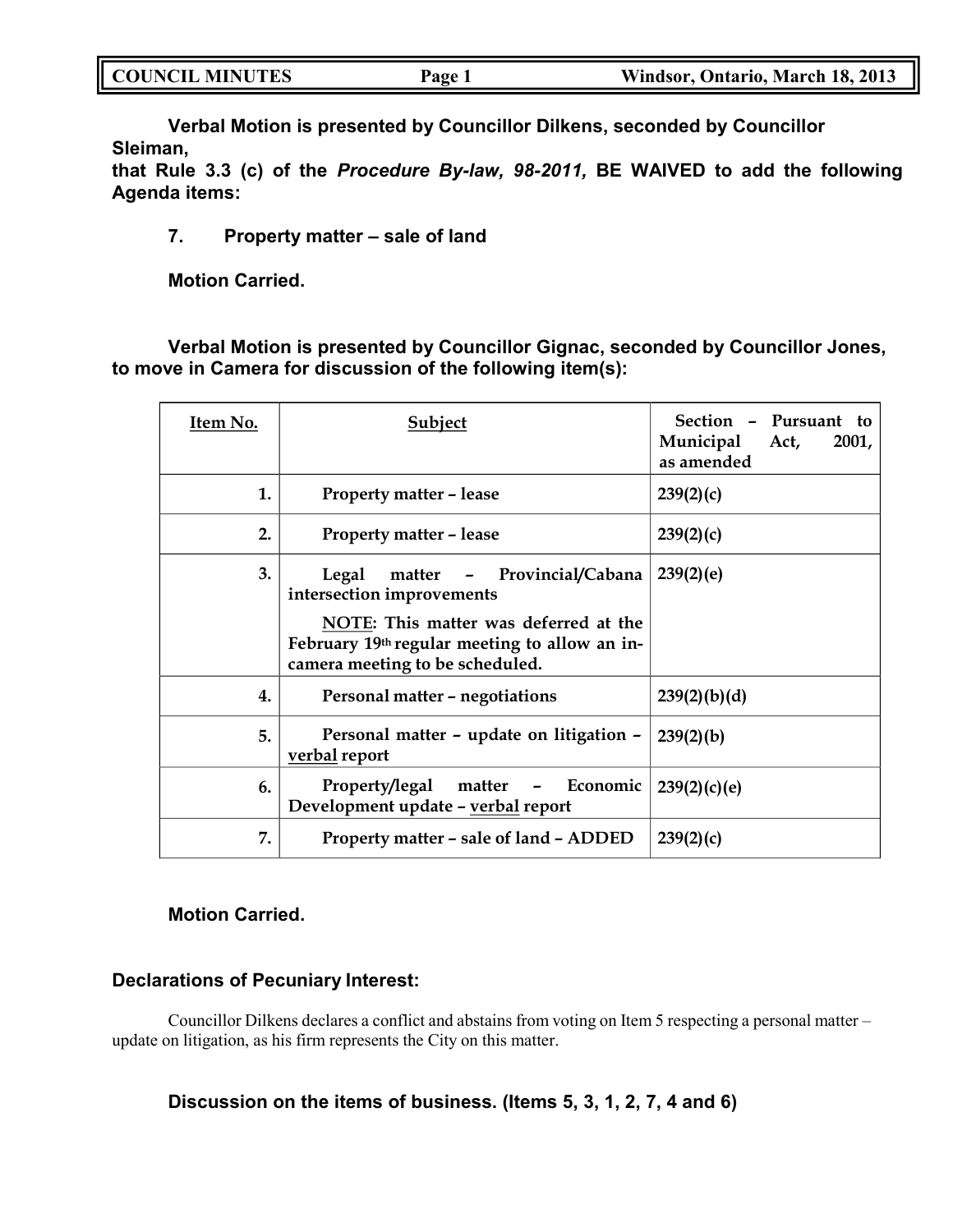**Verbal Motion is presented by Councillor Dilkens, seconded by Councillor Sleiman,**
**that Rule 3.3 (c) of the *Procedure By-law, 98-2011,* BE WAIVED to add the following Agenda items:**

**7. Property matter – sale of land**

**Motion Carried.**

**Verbal Motion is presented by Councillor Gignac, seconded by Councillor Jones, to move in Camera for discussion of the following item(s):**

| Item No. | Subject | Section – Pursuant to Municipal Act, 2001, as amended |
|---|---|---|
| **1.** | **Property matter – lease** | **239(2)(c)** |
| **2.** | **Property matter – lease** | **239(2)(c)** |
| **3.** | **Legal matter – Provincial/Cabana intersection improvements**<br><br>**NOTE: This matter was deferred at the February 19th regular meeting to allow an in-camera meeting to be scheduled.** | **239(2)(e)** |
| **4.** | **Personal matter – negotiations** | **239(2)(b)(d)** |
| **5.** | **Personal matter – update on litigation – verbal report** | **239(2)(b)** |
| **6.** | **Property/legal matter – Economic Development update – verbal report** | **239(2)(c)(e)** |
| **7.** | **Property matter – sale of land – ADDED** | **239(2)(c)** |

**Motion Carried.**

### Declarations of Pecuniary Interest:

Councillor Dilkens declares a conflict and abstains from voting on Item 5 respecting a personal matter – update on litigation, as his firm represents the City on this matter.

**Discussion on the items of business. (Items 5, 3, 1, 2, 7, 4 and 6)**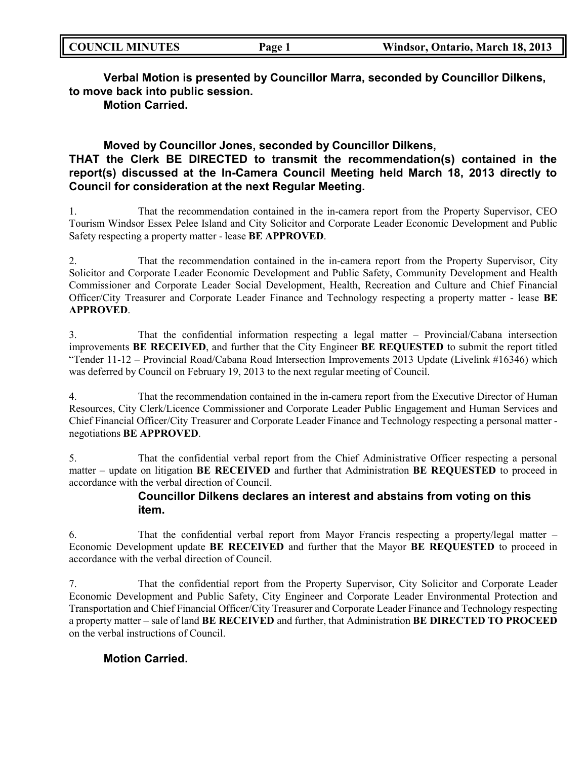**Verbal Motion is presented by Councillor Marra, seconded by Councillor Dilkens, to move back into public session.**

**Motion Carried.**

**Moved by Councillor Jones, seconded by Councillor Dilkens,**

**THAT the Clerk BE DIRECTED to transmit the recommendation(s) contained in the report(s) discussed at the In-Camera Council Meeting held March 18, 2013 directly to Council for consideration at the next Regular Meeting.**

1. That the recommendation contained in the in-camera report from the Property Supervisor, CEO Tourism Windsor Essex Pelee Island and City Solicitor and Corporate Leader Economic Development and Public Safety respecting a property matter - lease **BE APPROVED**.

2. That the recommendation contained in the in-camera report from the Property Supervisor, City Solicitor and Corporate Leader Economic Development and Public Safety, Community Development and Health Commissioner and Corporate Leader Social Development, Health, Recreation and Culture and Chief Financial Officer/City Treasurer and Corporate Leader Finance and Technology respecting a property matter - lease **BE APPROVED**.

3. That the confidential information respecting a legal matter – Provincial/Cabana intersection improvements **BE RECEIVED**, and further that the City Engineer **BE REQUESTED** to submit the report titled "Tender 11-12 – Provincial Road/Cabana Road Intersection Improvements 2013 Update (Livelink #16346) which was deferred by Council on February 19, 2013 to the next regular meeting of Council.

4. That the recommendation contained in the in-camera report from the Executive Director of Human Resources, City Clerk/Licence Commissioner and Corporate Leader Public Engagement and Human Services and Chief Financial Officer/City Treasurer and Corporate Leader Finance and Technology respecting a personal matter - negotiations **BE APPROVED**.

5. That the confidential verbal report from the Chief Administrative Officer respecting a personal matter – update on litigation **BE RECEIVED** and further that Administration **BE REQUESTED** to proceed in accordance with the verbal direction of Council.

**Councillor Dilkens declares an interest and abstains from voting on this item.**

6. That the confidential verbal report from Mayor Francis respecting a property/legal matter – Economic Development update **BE RECEIVED** and further that the Mayor **BE REQUESTED** to proceed in accordance with the verbal direction of Council.

7. That the confidential report from the Property Supervisor, City Solicitor and Corporate Leader Economic Development and Public Safety, City Engineer and Corporate Leader Environmental Protection and Transportation and Chief Financial Officer/City Treasurer and Corporate Leader Finance and Technology respecting a property matter – sale of land **BE RECEIVED** and further, that Administration **BE DIRECTED TO PROCEED** on the verbal instructions of Council.

**Motion Carried.**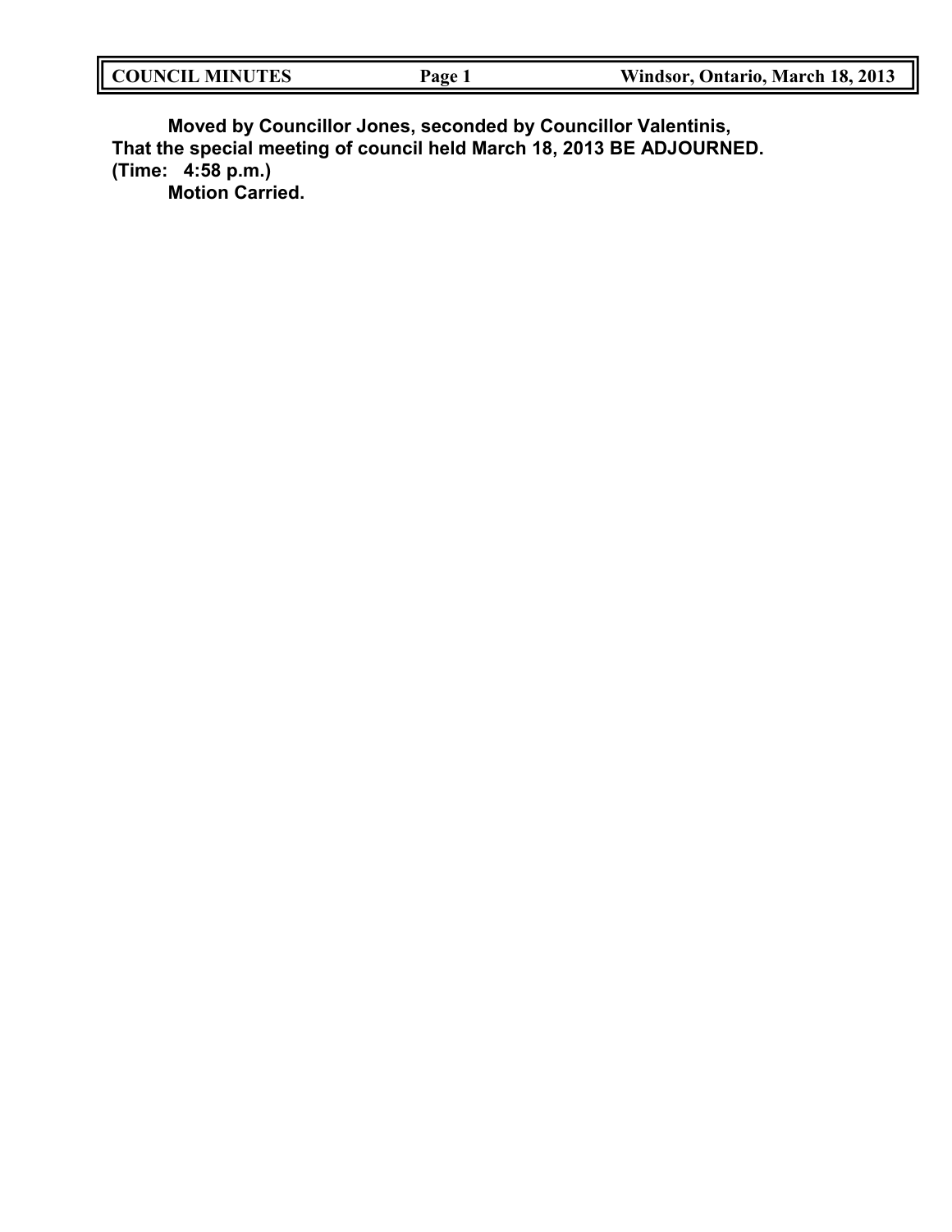**Moved by Councillor Jones, seconded by Councillor Valentinis,**
**That the special meeting of council held March 18, 2013 BE ADJOURNED.**
**(Time: 4:58 p.m.)**
**Motion Carried.**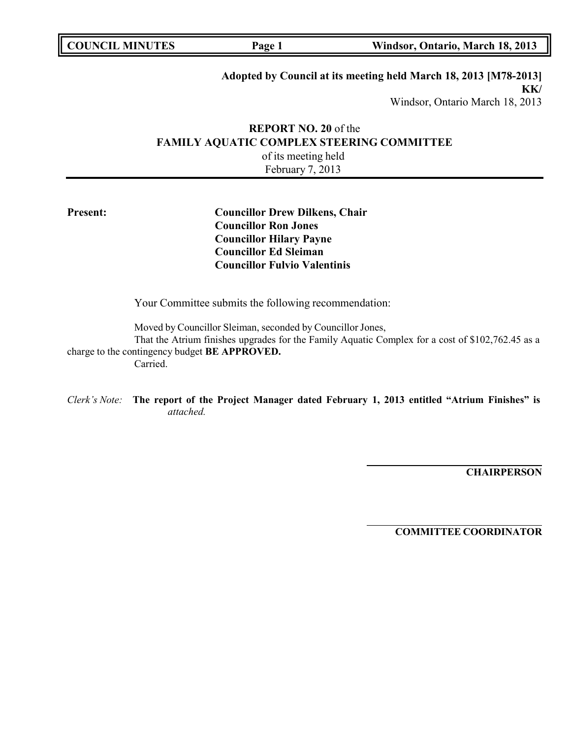**Adopted by Council at its meeting held March 18, 2013 [M78-2013]**
**KK/**
Windsor, Ontario March 18, 2013

**REPORT NO. 20** of the
**FAMILY AQUATIC COMPLEX STEERING COMMITTEE**
of its meeting held
February 7, 2013

---

**Present:**

**Councillor Drew Dilkens, Chair**
**Councillor Ron Jones**
**Councillor Hilary Payne**
**Councillor Ed Sleiman**
**Councillor Fulvio Valentinis**

Your Committee submits the following recommendation:

Moved by Councillor Sleiman, seconded by Councillor Jones,
That the Atrium finishes upgrades for the Family Aquatic Complex for a cost of $102,762.45 as a charge to the contingency budget **BE APPROVED.**
Carried.

*Clerk's Note:* **The report of the Project Manager dated February 1, 2013 entitled "Atrium Finishes" is** *attached.*

**CHAIRPERSON**

**COMMITTEE COORDINATOR**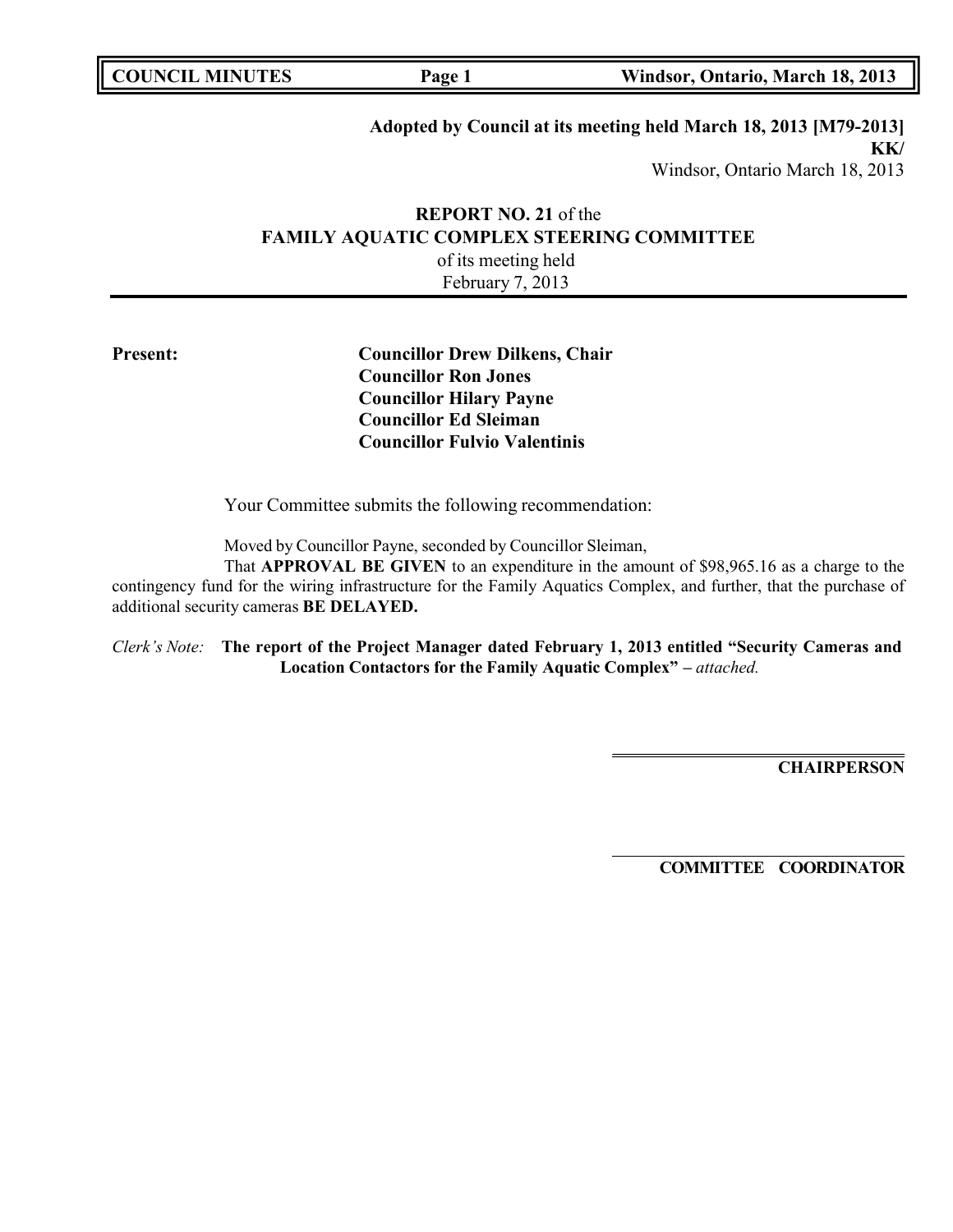**Adopted by Council at its meeting held March 18, 2013 [M79-2013]**
**KK/**
Windsor, Ontario March 18, 2013

**REPORT NO. 21** of the
**FAMILY AQUATIC COMPLEX STEERING COMMITTEE**
of its meeting held
February 7, 2013

**Present:**

**Councillor Drew Dilkens, Chair**
**Councillor Ron Jones**
**Councillor Hilary Payne**
**Councillor Ed Sleiman**
**Councillor Fulvio Valentinis**

Your Committee submits the following recommendation:

Moved by Councillor Payne, seconded by Councillor Sleiman,

That **APPROVAL BE GIVEN** to an expenditure in the amount of $98,965.16 as a charge to the contingency fund for the wiring infrastructure for the Family Aquatics Complex, and further, that the purchase of additional security cameras **BE DELAYED.**

*Clerk's Note:* **The report of the Project Manager dated February 1, 2013 entitled "Security Cameras and Location Contactors for the Family Aquatic Complex" –** *attached.*

**CHAIRPERSON**

**COMMITTEE COORDINATOR**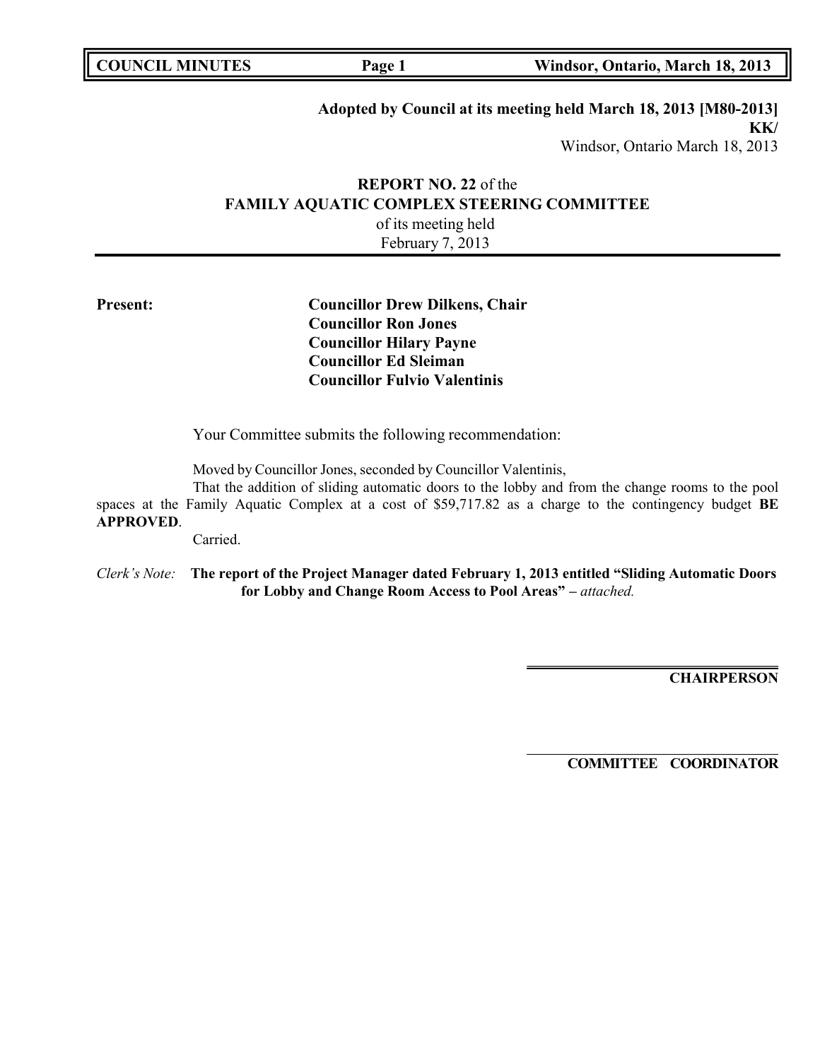**Adopted by Council at its meeting held March 18, 2013 [M80-2013]**
**KK/**
Windsor, Ontario March 18, 2013

**REPORT NO. 22** of the
**FAMILY AQUATIC COMPLEX STEERING COMMITTEE**
of its meeting held
February 7, 2013

**Present:**

**Councillor Drew Dilkens, Chair**
**Councillor Ron Jones**
**Councillor Hilary Payne**
**Councillor Ed Sleiman**
**Councillor Fulvio Valentinis**

Your Committee submits the following recommendation:

Moved by Councillor Jones, seconded by Councillor Valentinis,

That the addition of sliding automatic doors to the lobby and from the change rooms to the pool spaces at the Family Aquatic Complex at a cost of $59,717.82 as a charge to the contingency budget **BE APPROVED**.

Carried.

*Clerk's Note:* **The report of the Project Manager dated February 1, 2013 entitled "Sliding Automatic Doors for Lobby and Change Room Access to Pool Areas" –** *attached.*

**CHAIRPERSON**

**COMMITTEE COORDINATOR**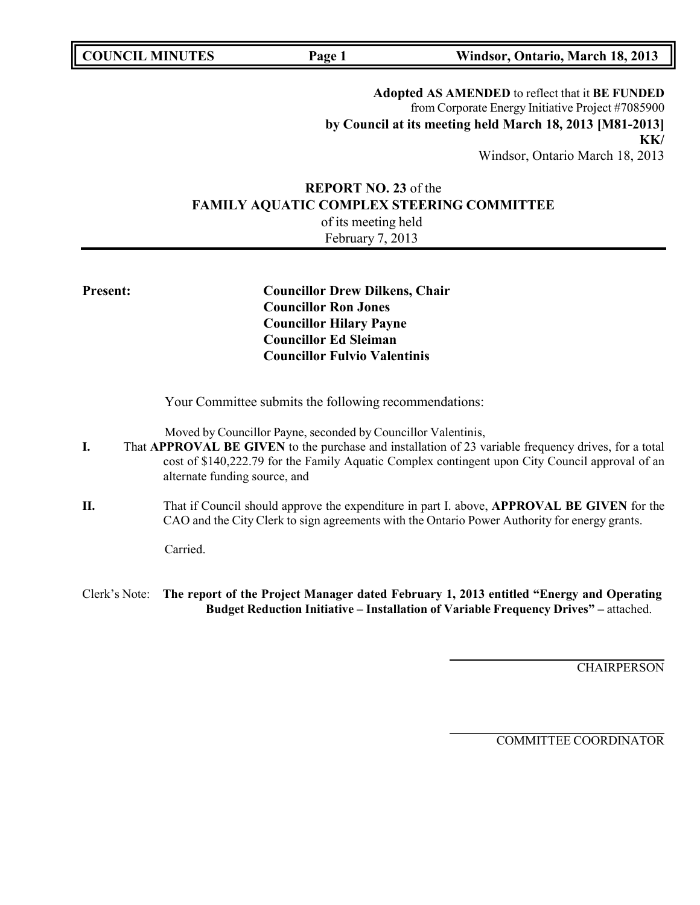**Adopted AS AMENDED** to reflect that it **BE FUNDED** from Corporate Energy Initiative Project #7085900 **by Council at its meeting held March 18, 2013 [M81-2013]**
**KK/**
Windsor, Ontario March 18, 2013

**REPORT NO. 23** of the
**FAMILY AQUATIC COMPLEX STEERING COMMITTEE**
of its meeting held
February 7, 2013

---

**Present:**

**Councillor Drew Dilkens, Chair**
**Councillor Ron Jones**
**Councillor Hilary Payne**
**Councillor Ed Sleiman**
**Councillor Fulvio Valentinis**

Your Committee submits the following recommendations:

Moved by Councillor Payne, seconded by Councillor Valentinis,

**I.** That **APPROVAL BE GIVEN** to the purchase and installation of 23 variable frequency drives, for a total cost of $140,222.79 for the Family Aquatic Complex contingent upon City Council approval of an alternate funding source, and

**II.** That if Council should approve the expenditure in part I. above, **APPROVAL BE GIVEN** for the CAO and the City Clerk to sign agreements with the Ontario Power Authority for energy grants.

Carried.

Clerk's Note: **The report of the Project Manager dated February 1, 2013 entitled "Energy and Operating Budget Reduction Initiative – Installation of Variable Frequency Drives" –** attached.

CHAIRPERSON

COMMITTEE COORDINATOR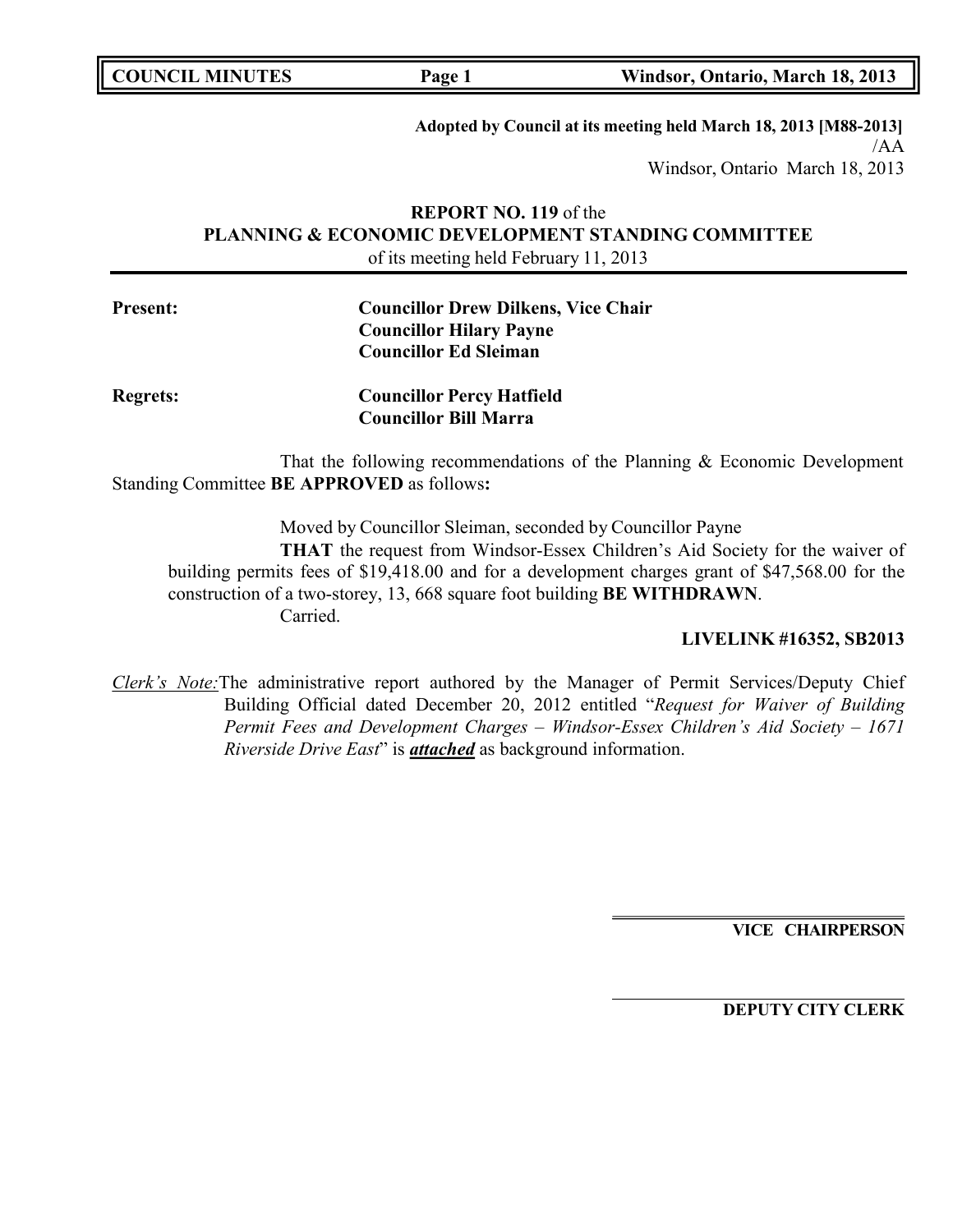**Adopted by Council at its meeting held March 18, 2013 [M88-2013]**
/AA
Windsor, Ontario March 18, 2013

**REPORT NO. 119** of the
**PLANNING & ECONOMIC DEVELOPMENT STANDING COMMITTEE**
of its meeting held February 11, 2013

**Present:** **Councillor Drew Dilkens, Vice Chair**
**Councillor Hilary Payne**
**Councillor Ed Sleiman**

**Regrets:** **Councillor Percy Hatfield**
**Councillor Bill Marra**

That the following recommendations of the Planning & Economic Development Standing Committee **BE APPROVED** as follows**:**

Moved by Councillor Sleiman, seconded by Councillor Payne

**THAT** the request from Windsor-Essex Children's Aid Society for the waiver of building permits fees of $19,418.00 and for a development charges grant of $47,568.00 for the construction of a two-storey, 13, 668 square foot building **BE WITHDRAWN**.

Carried.

**LIVELINK #16352, SB2013**

*Clerk's Note:* The administrative report authored by the Manager of Permit Services/Deputy Chief Building Official dated December 20, 2012 entitled "*Request for Waiver of Building Permit Fees and Development Charges – Windsor-Essex Children's Aid Society – 1671 Riverside Drive East*" is ***attached*** as background information.

**VICE CHAIRPERSON**

**DEPUTY CITY CLERK**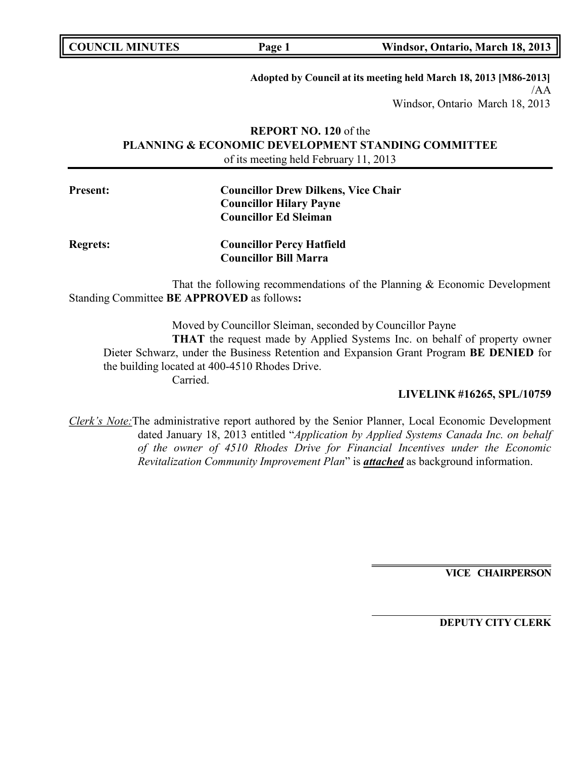**Adopted by Council at its meeting held March 18, 2013 [M86-2013]**
/AA
Windsor, Ontario March 18, 2013

**REPORT NO. 120** of the
**PLANNING & ECONOMIC DEVELOPMENT STANDING COMMITTEE**
of its meeting held February 11, 2013

**Present:** **Councillor Drew Dilkens, Vice Chair**
**Councillor Hilary Payne**
**Councillor Ed Sleiman**

**Regrets:** **Councillor Percy Hatfield**
**Councillor Bill Marra**

That the following recommendations of the Planning & Economic Development Standing Committee **BE APPROVED** as follows**:**

Moved by Councillor Sleiman, seconded by Councillor Payne
**THAT** the request made by Applied Systems Inc. on behalf of property owner Dieter Schwarz, under the Business Retention and Expansion Grant Program **BE DENIED** for the building located at 400-4510 Rhodes Drive.
Carried.

**LIVELINK #16265, SPL/10759**

_Clerk's Note:_ The administrative report authored by the Senior Planner, Local Economic Development dated January 18, 2013 entitled "*Application by Applied Systems Canada Inc. on behalf of the owner of 4510 Rhodes Drive for Financial Incentives under the Economic Revitalization Community Improvement Plan*" is ***attached*** as background information.

**VICE CHAIRPERSON**

**DEPUTY CITY CLERK**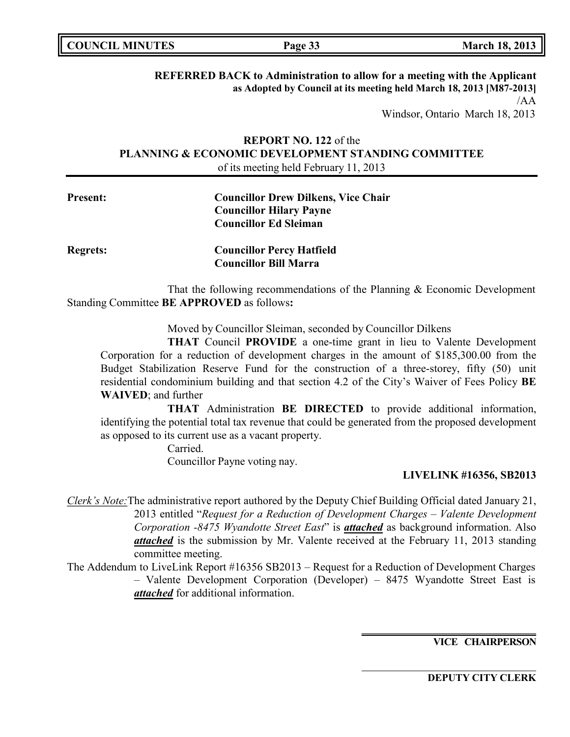**REFERRED BACK to Administration to allow for a meeting with the Applicant as Adopted by Council at its meeting held March 18, 2013 [M87-2013]**

/AA

Windsor, Ontario March 18, 2013

**REPORT NO. 122** of the
**PLANNING & ECONOMIC DEVELOPMENT STANDING COMMITTEE**
of its meeting held February 11, 2013

**Present:** **Councillor Drew Dilkens, Vice Chair**
**Councillor Hilary Payne**
**Councillor Ed Sleiman**

**Regrets:** **Councillor Percy Hatfield**
**Councillor Bill Marra**

That the following recommendations of the Planning & Economic Development Standing Committee **BE APPROVED** as follows**:**

Moved by Councillor Sleiman, seconded by Councillor Dilkens

**THAT** Council **PROVIDE** a one-time grant in lieu to Valente Development Corporation for a reduction of development charges in the amount of $185,300.00 from the Budget Stabilization Reserve Fund for the construction of a three-storey, fifty (50) unit residential condominium building and that section 4.2 of the City's Waiver of Fees Policy **BE WAIVED**; and further

**THAT** Administration **BE DIRECTED** to provide additional information, identifying the potential total tax revenue that could be generated from the proposed development as opposed to its current use as a vacant property.

Carried.

Councillor Payne voting nay.

**LIVELINK #16356, SB2013**

*Clerk's Note:* The administrative report authored by the Deputy Chief Building Official dated January 21, 2013 entitled "*Request for a Reduction of Development Charges – Valente Development Corporation -8475 Wyandotte Street East*" is ***attached*** as background information. Also ***attached*** is the submission by Mr. Valente received at the February 11, 2013 standing committee meeting.

The Addendum to LiveLink Report #16356 SB2013 – Request for a Reduction of Development Charges – Valente Development Corporation (Developer) – 8475 Wyandotte Street East is ***attached*** for additional information.

**VICE CHAIRPERSON**

**DEPUTY CITY CLERK**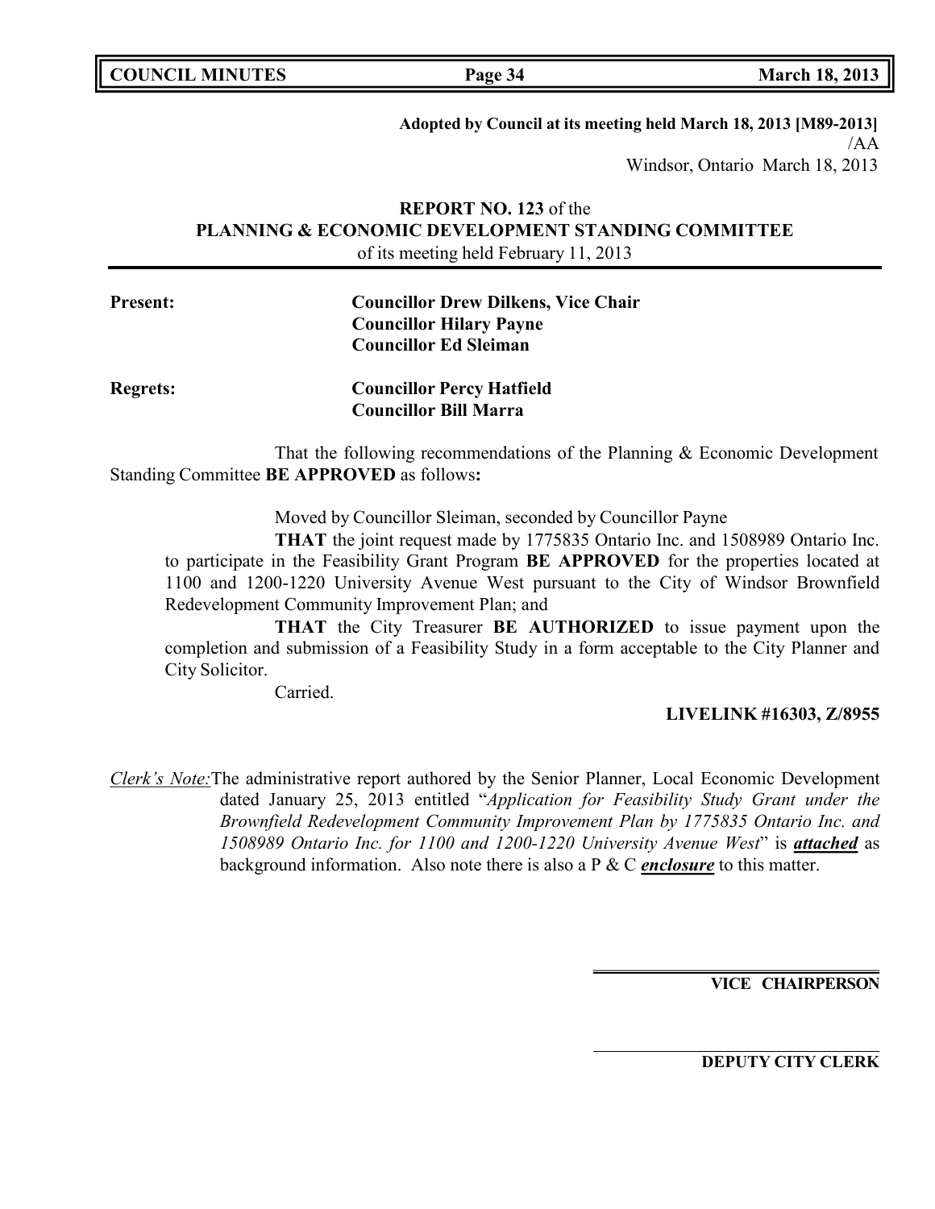**Adopted by Council at its meeting held March 18, 2013 [M89-2013]**
/AA
Windsor, Ontario March 18, 2013

**REPORT NO. 123** of the
**PLANNING & ECONOMIC DEVELOPMENT STANDING COMMITTEE**
of its meeting held February 11, 2013

**Present:** **Councillor Drew Dilkens, Vice Chair**
**Councillor Hilary Payne**
**Councillor Ed Sleiman**

**Regrets:** **Councillor Percy Hatfield**
**Councillor Bill Marra**

That the following recommendations of the Planning & Economic Development Standing Committee **BE APPROVED** as follows**:**

Moved by Councillor Sleiman, seconded by Councillor Payne

**THAT** the joint request made by 1775835 Ontario Inc. and 1508989 Ontario Inc. to participate in the Feasibility Grant Program **BE APPROVED** for the properties located at 1100 and 1200-1220 University Avenue West pursuant to the City of Windsor Brownfield Redevelopment Community Improvement Plan; and

**THAT** the City Treasurer **BE AUTHORIZED** to issue payment upon the completion and submission of a Feasibility Study in a form acceptable to the City Planner and City Solicitor.

Carried.

**LIVELINK #16303, Z/8955**

*Clerk's Note:* The administrative report authored by the Senior Planner, Local Economic Development dated January 25, 2013 entitled "*Application for Feasibility Study Grant under the Brownfield Redevelopment Community Improvement Plan by 1775835 Ontario Inc. and 1508989 Ontario Inc. for 1100 and 1200-1220 University Avenue West*" is ***attached*** as background information. Also note there is also a P & C ***enclosure*** to this matter.

**VICE CHAIRPERSON**

**DEPUTY CITY CLERK**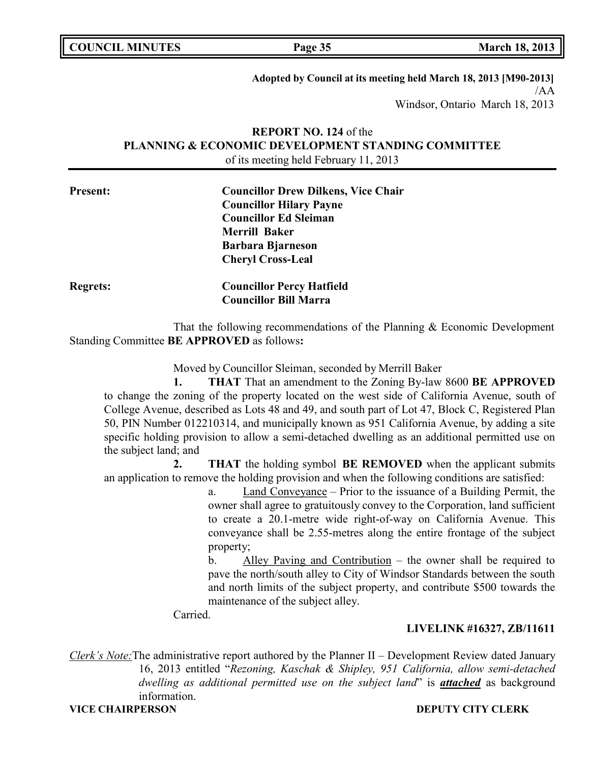**Adopted by Council at its meeting held March 18, 2013 [M90-2013]**
/AA
Windsor, Ontario March 18, 2013

**REPORT NO. 124** of the
**PLANNING & ECONOMIC DEVELOPMENT STANDING COMMITTEE**
of its meeting held February 11, 2013

**Present:** **Councillor Drew Dilkens, Vice Chair**
**Councillor Hilary Payne**
**Councillor Ed Sleiman**
**Merrill Baker**
**Barbara Bjarneson**
**Cheryl Cross-Leal**

**Regrets:** **Councillor Percy Hatfield**
**Councillor Bill Marra**

That the following recommendations of the Planning & Economic Development Standing Committee **BE APPROVED** as follows**:**

Moved by Councillor Sleiman, seconded by Merrill Baker

**1. THAT** That an amendment to the Zoning By-law 8600 **BE APPROVED** to change the zoning of the property located on the west side of California Avenue, south of College Avenue, described as Lots 48 and 49, and south part of Lot 47, Block C, Registered Plan 50, PIN Number 012210314, and municipally known as 951 California Avenue, by adding a site specific holding provision to allow a semi-detached dwelling as an additional permitted use on the subject land; and

**2. THAT** the holding symbol **BE REMOVED** when the applicant submits an application to remove the holding provision and when the following conditions are satisfied:

a. Land Conveyance – Prior to the issuance of a Building Permit, the owner shall agree to gratuitously convey to the Corporation, land sufficient to create a 20.1-metre wide right-of-way on California Avenue. This conveyance shall be 2.55-metres along the entire frontage of the subject property;

b. Alley Paving and Contribution – the owner shall be required to pave the north/south alley to City of Windsor Standards between the south and north limits of the subject property, and contribute $500 towards the maintenance of the subject alley.

Carried.

**LIVELINK #16327, ZB/11611**

*Clerk's Note:* The administrative report authored by the Planner II – Development Review dated January 16, 2013 entitled "*Rezoning, Kaschak & Shipley, 951 California, allow semi-detached dwelling as additional permitted use on the subject land*" is ***attached*** as background information.

**VICE CHAIRPERSON** **DEPUTY CITY CLERK**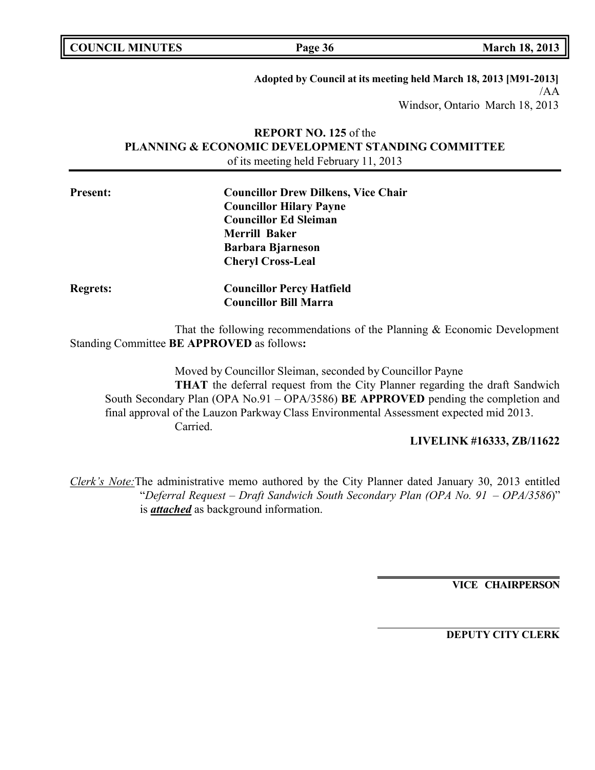**Adopted by Council at its meeting held March 18, 2013 [M91-2013]**
/AA
Windsor, Ontario March 18, 2013

**REPORT NO. 125** of the
**PLANNING & ECONOMIC DEVELOPMENT STANDING COMMITTEE**
of its meeting held February 11, 2013

**Present:** **Councillor Drew Dilkens, Vice Chair**
**Councillor Hilary Payne**
**Councillor Ed Sleiman**
**Merrill Baker**
**Barbara Bjarneson**
**Cheryl Cross-Leal**

**Regrets:** **Councillor Percy Hatfield**
**Councillor Bill Marra**

That the following recommendations of the Planning & Economic Development Standing Committee **BE APPROVED** as follows**:**

Moved by Councillor Sleiman, seconded by Councillor Payne
**THAT** the deferral request from the City Planner regarding the draft Sandwich South Secondary Plan (OPA No.91 – OPA/3586) **BE APPROVED** pending the completion and final approval of the Lauzon Parkway Class Environmental Assessment expected mid 2013.
Carried.

**LIVELINK #16333, ZB/11622**

_Clerk's Note:_ The administrative memo authored by the City Planner dated January 30, 2013 entitled "*Deferral Request – Draft Sandwich South Secondary Plan (OPA No. 91 – OPA/3586*)" is ***attached*** as background information.

**VICE CHAIRPERSON**

**DEPUTY CITY CLERK**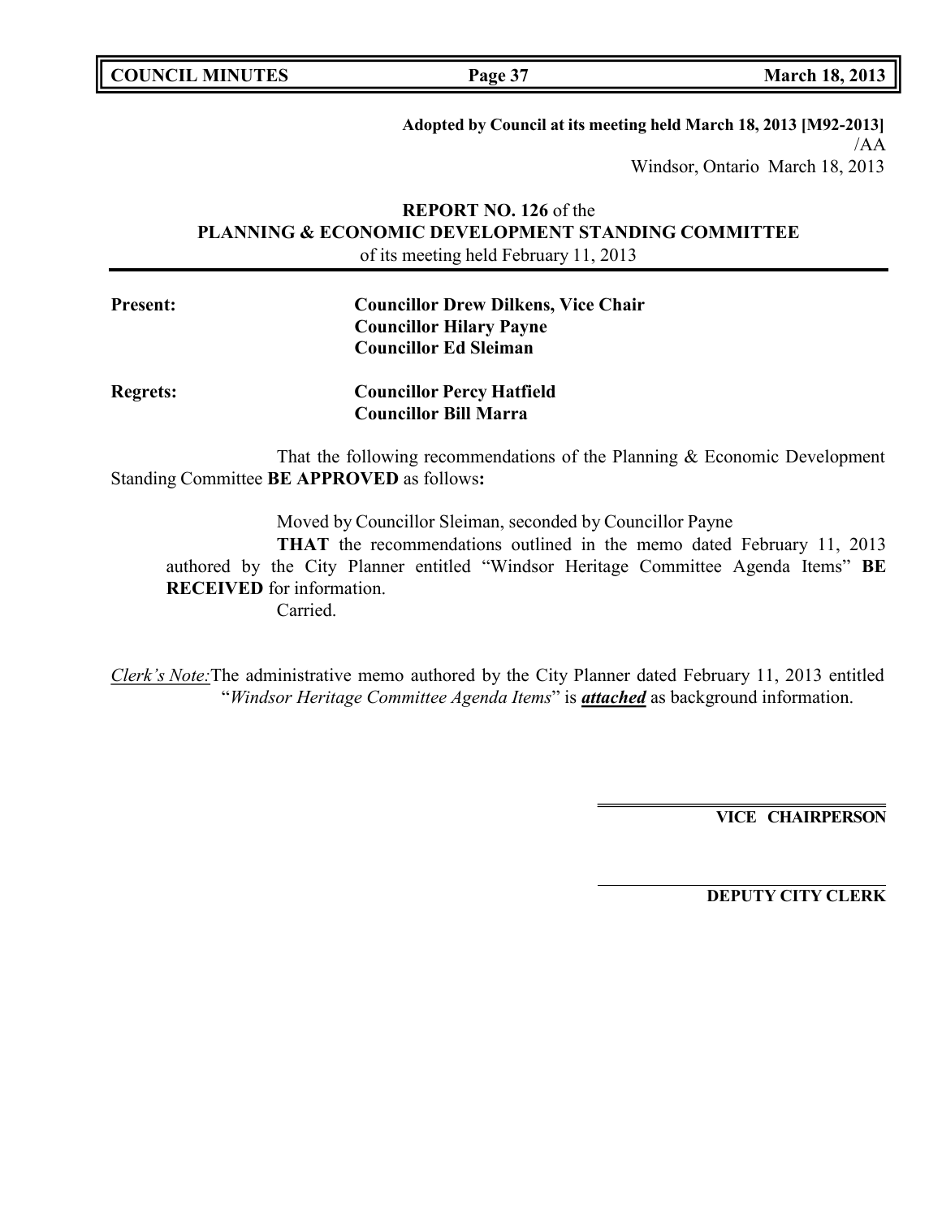**Adopted by Council at its meeting held March 18, 2013 [M92-2013]**
/AA
Windsor, Ontario March 18, 2013

**REPORT NO. 126** of the
**PLANNING & ECONOMIC DEVELOPMENT STANDING COMMITTEE**
of its meeting held February 11, 2013

**Present:** **Councillor Drew Dilkens, Vice Chair**
**Councillor Hilary Payne**
**Councillor Ed Sleiman**

**Regrets:** **Councillor Percy Hatfield**
**Councillor Bill Marra**

That the following recommendations of the Planning & Economic Development Standing Committee **BE APPROVED** as follows**:**

Moved by Councillor Sleiman, seconded by Councillor Payne

**THAT** the recommendations outlined in the memo dated February 11, 2013 authored by the City Planner entitled "Windsor Heritage Committee Agenda Items" **BE RECEIVED** for information.

Carried.

*Clerk's Note:* The administrative memo authored by the City Planner dated February 11, 2013 entitled "*Windsor Heritage Committee Agenda Items*" is ***attached*** as background information.

**VICE CHAIRPERSON**

**DEPUTY CITY CLERK**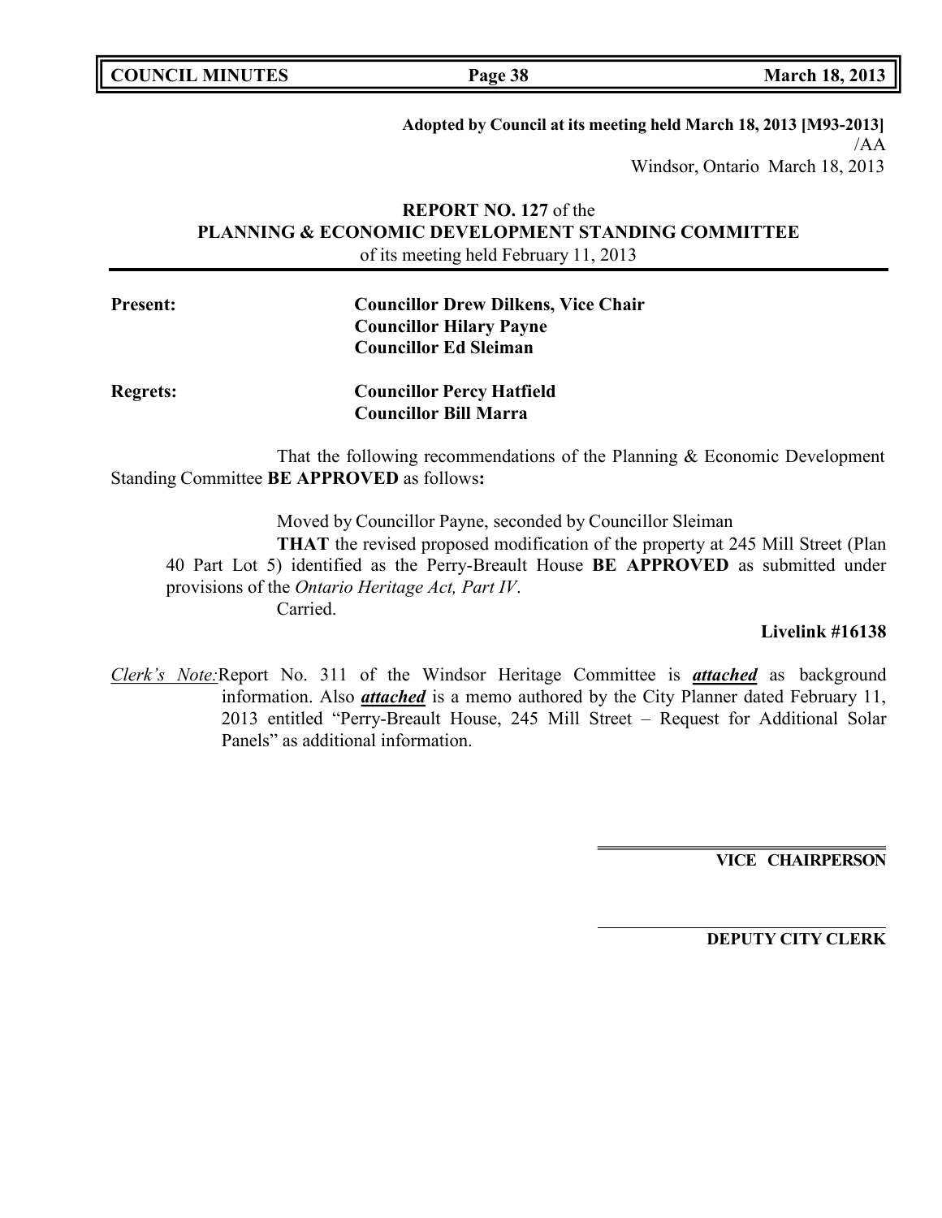**Adopted by Council at its meeting held March 18, 2013 [M93-2013]**
/AA
Windsor, Ontario March 18, 2013

**REPORT NO. 127** of the
**PLANNING & ECONOMIC DEVELOPMENT STANDING COMMITTEE**
of its meeting held February 11, 2013

**Present:** **Councillor Drew Dilkens, Vice Chair**
**Councillor Hilary Payne**
**Councillor Ed Sleiman**

**Regrets:** **Councillor Percy Hatfield**
**Councillor Bill Marra**

That the following recommendations of the Planning & Economic Development Standing Committee **BE APPROVED** as follows**:**

Moved by Councillor Payne, seconded by Councillor Sleiman

**THAT** the revised proposed modification of the property at 245 Mill Street (Plan 40 Part Lot 5) identified as the Perry-Breault House **BE APPROVED** as submitted under provisions of the *Ontario Heritage Act, Part IV*.

Carried.

**Livelink #16138**

*Clerk's Note:* Report No. 311 of the Windsor Heritage Committee is ***attached*** as background information. Also ***attached*** is a memo authored by the City Planner dated February 11, 2013 entitled "Perry-Breault House, 245 Mill Street – Request for Additional Solar Panels" as additional information.

**VICE CHAIRPERSON**

**DEPUTY CITY CLERK**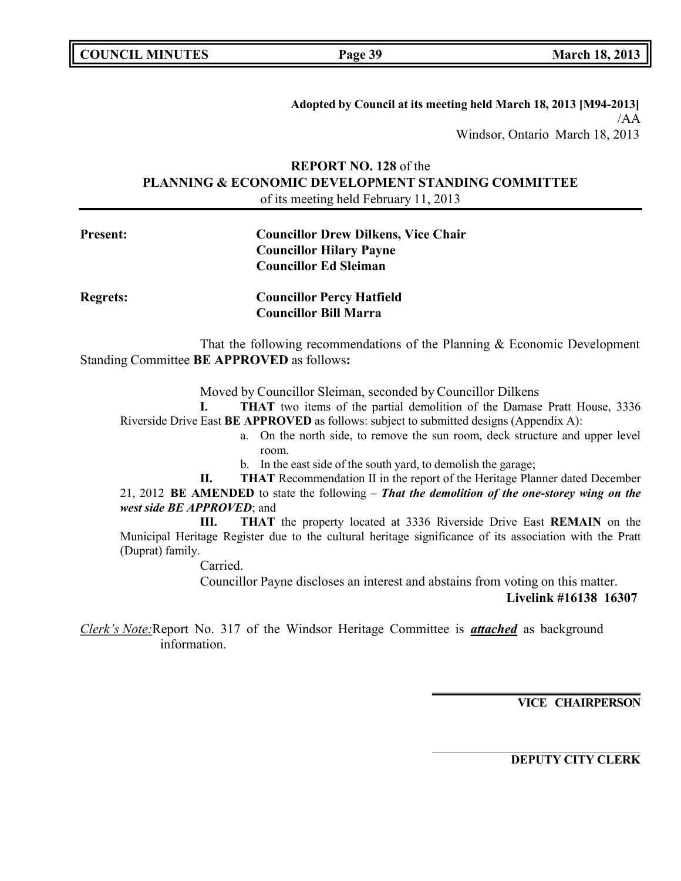**Adopted by Council at its meeting held March 18, 2013 [M94-2013]**
/AA
Windsor, Ontario March 18, 2013

## REPORT NO. 128 of the PLANNING & ECONOMIC DEVELOPMENT STANDING COMMITTEE
of its meeting held February 11, 2013

**Present:** **Councillor Drew Dilkens, Vice Chair**
**Councillor Hilary Payne**
**Councillor Ed Sleiman**

**Regrets:** **Councillor Percy Hatfield**
**Councillor Bill Marra**

That the following recommendations of the Planning & Economic Development Standing Committee **BE APPROVED** as follows**:**

Moved by Councillor Sleiman, seconded by Councillor Dilkens

**I.** **THAT** two items of the partial demolition of the Damase Pratt House, 3336 Riverside Drive East **BE APPROVED** as follows: subject to submitted designs (Appendix A):

a. On the north side, to remove the sun room, deck structure and upper level room.
b. In the east side of the south yard, to demolish the garage;

**II.** **THAT** Recommendation II in the report of the Heritage Planner dated December 21, 2012 **BE AMENDED** to state the following – ***That the demolition of the one-storey wing on the west side BE APPROVED***; and

**III.** **THAT** the property located at 3336 Riverside Drive East **REMAIN** on the Municipal Heritage Register due to the cultural heritage significance of its association with the Pratt (Duprat) family.

Carried.

Councillor Payne discloses an interest and abstains from voting on this matter.

**Livelink #16138 16307**

*Clerk's Note:* Report No. 317 of the Windsor Heritage Committee is ***attached*** as background information.

**VICE CHAIRPERSON**

**DEPUTY CITY CLERK**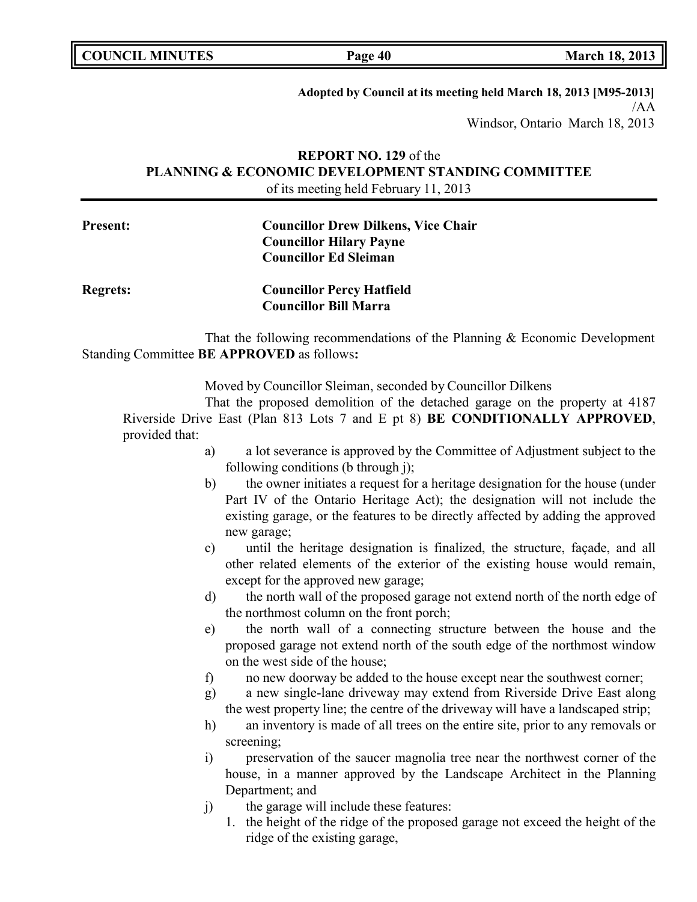**Adopted by Council at its meeting held March 18, 2013 [M95-2013]**
/AA
Windsor, Ontario March 18, 2013

**REPORT NO. 129** of the
**PLANNING & ECONOMIC DEVELOPMENT STANDING COMMITTEE**
of its meeting held February 11, 2013

**Present:** **Councillor Drew Dilkens, Vice Chair**
**Councillor Hilary Payne**
**Councillor Ed Sleiman**

**Regrets:** **Councillor Percy Hatfield**
**Councillor Bill Marra**

That the following recommendations of the Planning & Economic Development Standing Committee **BE APPROVED** as follows**:**

Moved by Councillor Sleiman, seconded by Councillor Dilkens

That the proposed demolition of the detached garage on the property at 4187 Riverside Drive East (Plan 813 Lots 7 and E pt 8) **BE CONDITIONALLY APPROVED**, provided that:

a) a lot severance is approved by the Committee of Adjustment subject to the following conditions (b through j);

b) the owner initiates a request for a heritage designation for the house (under Part IV of the Ontario Heritage Act); the designation will not include the existing garage, or the features to be directly affected by adding the approved new garage;

c) until the heritage designation is finalized, the structure, façade, and all other related elements of the exterior of the existing house would remain, except for the approved new garage;

d) the north wall of the proposed garage not extend north of the north edge of the northmost column on the front porch;

e) the north wall of a connecting structure between the house and the proposed garage not extend north of the south edge of the northmost window on the west side of the house;

f) no new doorway be added to the house except near the southwest corner;

g) a new single-lane driveway may extend from Riverside Drive East along the west property line; the centre of the driveway will have a landscaped strip;

h) an inventory is made of all trees on the entire site, prior to any removals or screening;

i) preservation of the saucer magnolia tree near the northwest corner of the house, in a manner approved by the Landscape Architect in the Planning Department; and

j) the garage will include these features:

1. the height of the ridge of the proposed garage not exceed the height of the ridge of the existing garage,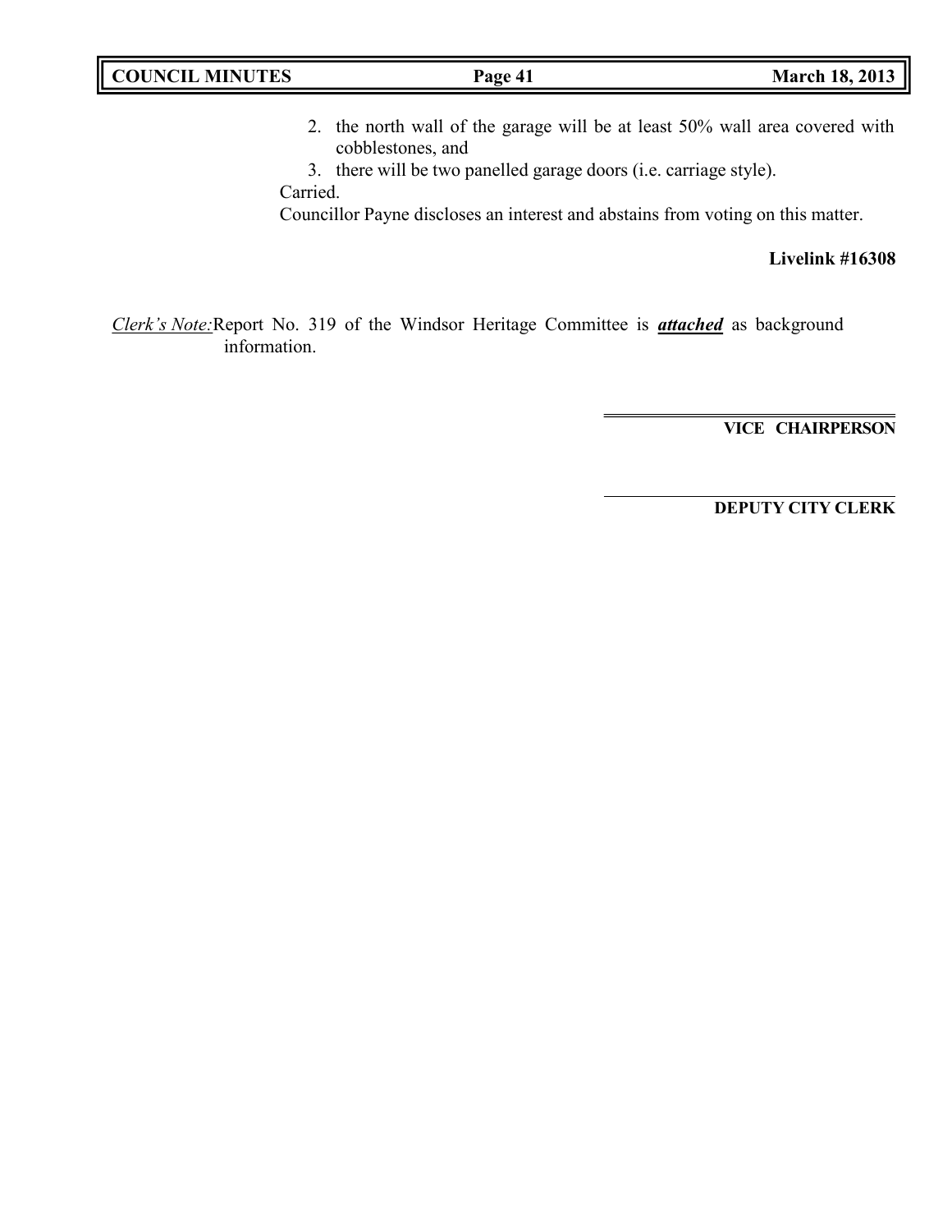2. the north wall of the garage will be at least 50% wall area covered with cobblestones, and
3. there will be two panelled garage doors (i.e. carriage style).

Carried.

Councillor Payne discloses an interest and abstains from voting on this matter.

**Livelink #16308**

*Clerk's Note:* Report No. 319 of the Windsor Heritage Committee is ***attached*** as background information.

**VICE CHAIRPERSON**

**DEPUTY CITY CLERK**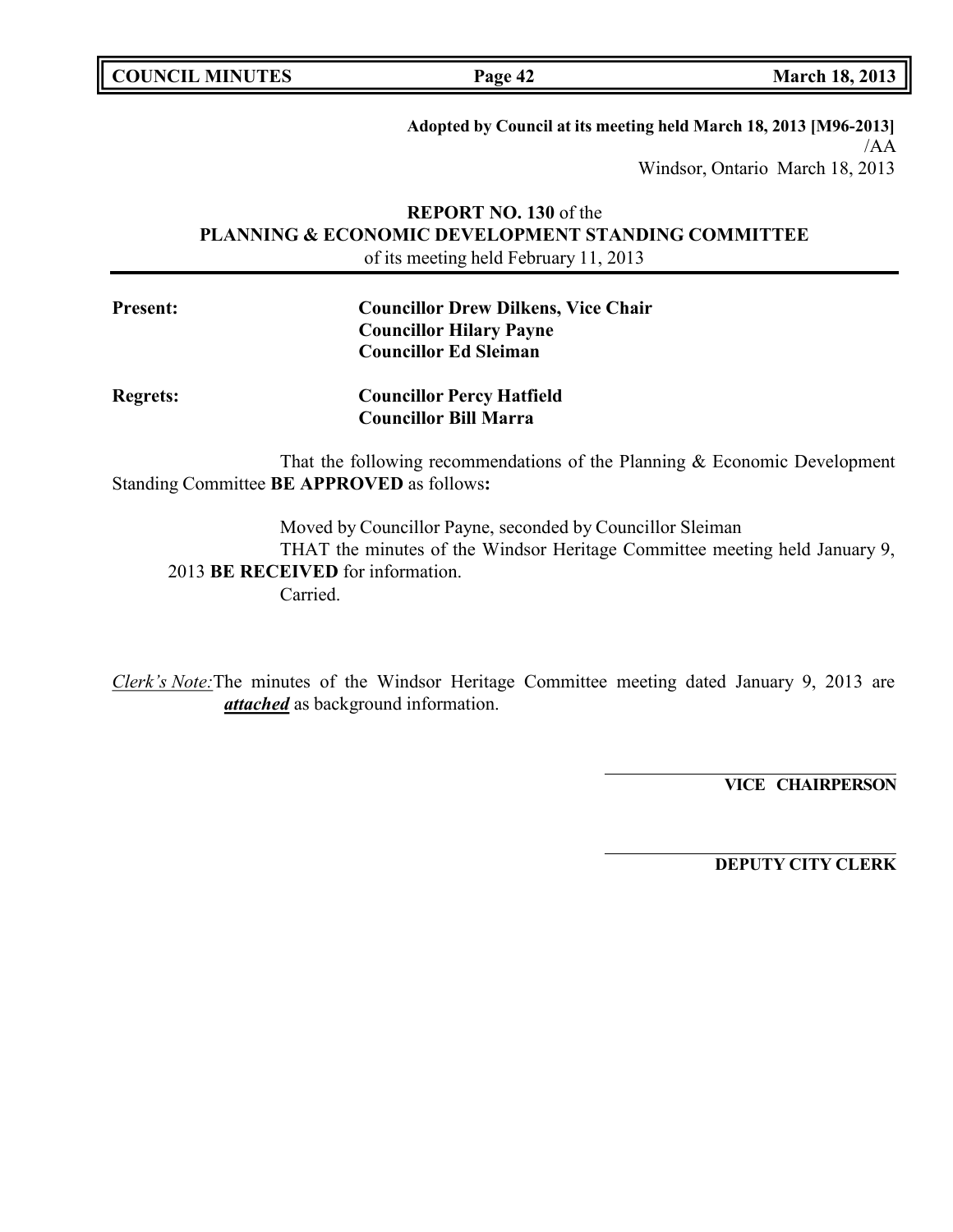**Adopted by Council at its meeting held March 18, 2013 [M96-2013]**
/AA
Windsor, Ontario March 18, 2013

**REPORT NO. 130** of the
**PLANNING & ECONOMIC DEVELOPMENT STANDING COMMITTEE**
of its meeting held February 11, 2013

**Present:** **Councillor Drew Dilkens, Vice Chair**
**Councillor Hilary Payne**
**Councillor Ed Sleiman**

**Regrets:** **Councillor Percy Hatfield**
**Councillor Bill Marra**

That the following recommendations of the Planning & Economic Development Standing Committee **BE APPROVED** as follows**:**

Moved by Councillor Payne, seconded by Councillor Sleiman
THAT the minutes of the Windsor Heritage Committee meeting held January 9, 2013 **BE RECEIVED** for information.
Carried.

*Clerk's Note:* The minutes of the Windsor Heritage Committee meeting dated January 9, 2013 are ***attached*** as background information.

**VICE CHAIRPERSON**

**DEPUTY CITY CLERK**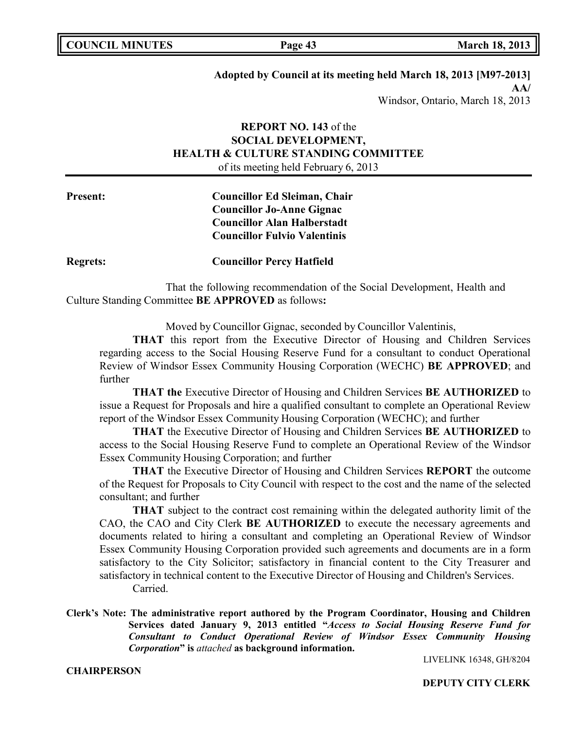**Adopted by Council at its meeting held March 18, 2013 [M97-2013]**

**AA/**

Windsor, Ontario, March 18, 2013

**REPORT NO. 143** of the
**SOCIAL DEVELOPMENT,**
**HEALTH & CULTURE STANDING COMMITTEE**
of its meeting held February 6, 2013

**Present:** **Councillor Ed Sleiman, Chair**
**Councillor Jo-Anne Gignac**
**Councillor Alan Halberstadt**
**Councillor Fulvio Valentinis**

**Regrets:** **Councillor Percy Hatfield**

That the following recommendation of the Social Development, Health and Culture Standing Committee **BE APPROVED** as follows**:**

Moved by Councillor Gignac, seconded by Councillor Valentinis,

**THAT** this report from the Executive Director of Housing and Children Services regarding access to the Social Housing Reserve Fund for a consultant to conduct Operational Review of Windsor Essex Community Housing Corporation (WECHC) **BE APPROVED**; and further

**THAT the** Executive Director of Housing and Children Services **BE AUTHORIZED** to issue a Request for Proposals and hire a qualified consultant to complete an Operational Review report of the Windsor Essex Community Housing Corporation (WECHC); and further

**THAT** the Executive Director of Housing and Children Services **BE AUTHORIZED** to access to the Social Housing Reserve Fund to complete an Operational Review of the Windsor Essex Community Housing Corporation; and further

**THAT** the Executive Director of Housing and Children Services **REPORT** the outcome of the Request for Proposals to City Council with respect to the cost and the name of the selected consultant; and further

**THAT** subject to the contract cost remaining within the delegated authority limit of the CAO, the CAO and City Clerk **BE AUTHORIZED** to execute the necessary agreements and documents related to hiring a consultant and completing an Operational Review of Windsor Essex Community Housing Corporation provided such agreements and documents are in a form satisfactory to the City Solicitor; satisfactory in financial content to the City Treasurer and satisfactory in technical content to the Executive Director of Housing and Children's Services.

Carried.

**Clerk's Note: The administrative report authored by the Program Coordinator, Housing and Children Services dated January 9, 2013 entitled "*Access to Social Housing Reserve Fund for Consultant to Conduct Operational Review of Windsor Essex Community Housing Corporation*" is** *attached* **as background information.**

LIVELINK 16348, GH/8204

**CHAIRPERSON**

**DEPUTY CITY CLERK**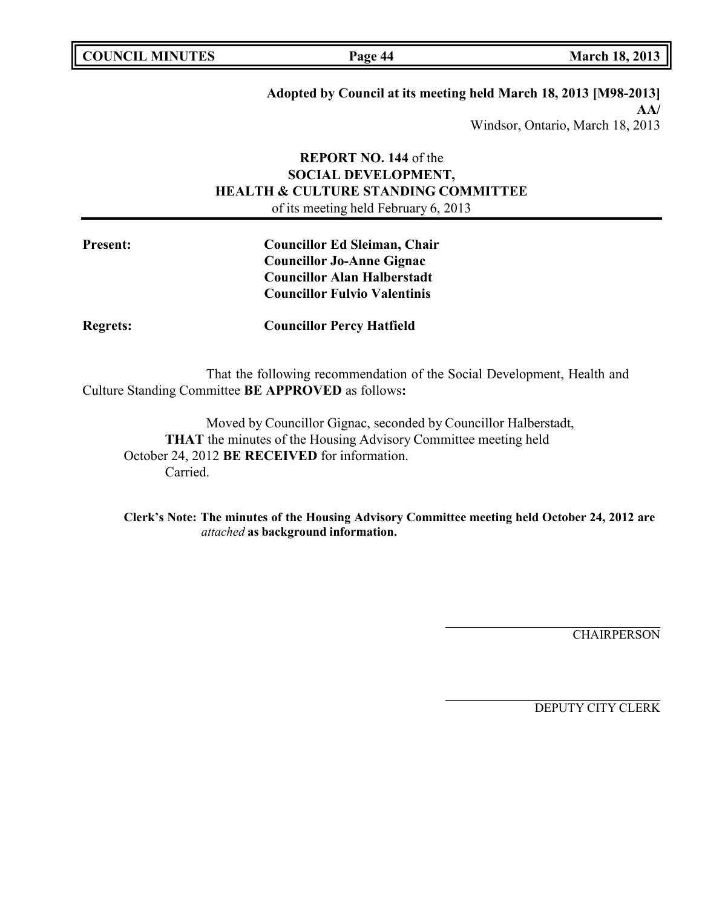**Adopted by Council at its meeting held March 18, 2013 [M98-2013]**
**AA/**
Windsor, Ontario, March 18, 2013

**REPORT NO. 144** of the
**SOCIAL DEVELOPMENT,**
**HEALTH & CULTURE STANDING COMMITTEE**
of its meeting held February 6, 2013

**Present:** **Councillor Ed Sleiman, Chair**
**Councillor Jo-Anne Gignac**
**Councillor Alan Halberstadt**
**Councillor Fulvio Valentinis**

**Regrets:** **Councillor Percy Hatfield**

That the following recommendation of the Social Development, Health and Culture Standing Committee **BE APPROVED** as follows**:**

Moved by Councillor Gignac, seconded by Councillor Halberstadt,
**THAT** the minutes of the Housing Advisory Committee meeting held October 24, 2012 **BE RECEIVED** for information.
Carried.

**Clerk's Note: The minutes of the Housing Advisory Committee meeting held October 24, 2012 are** ***attached*** **as background information.**

CHAIRPERSON

DEPUTY CITY CLERK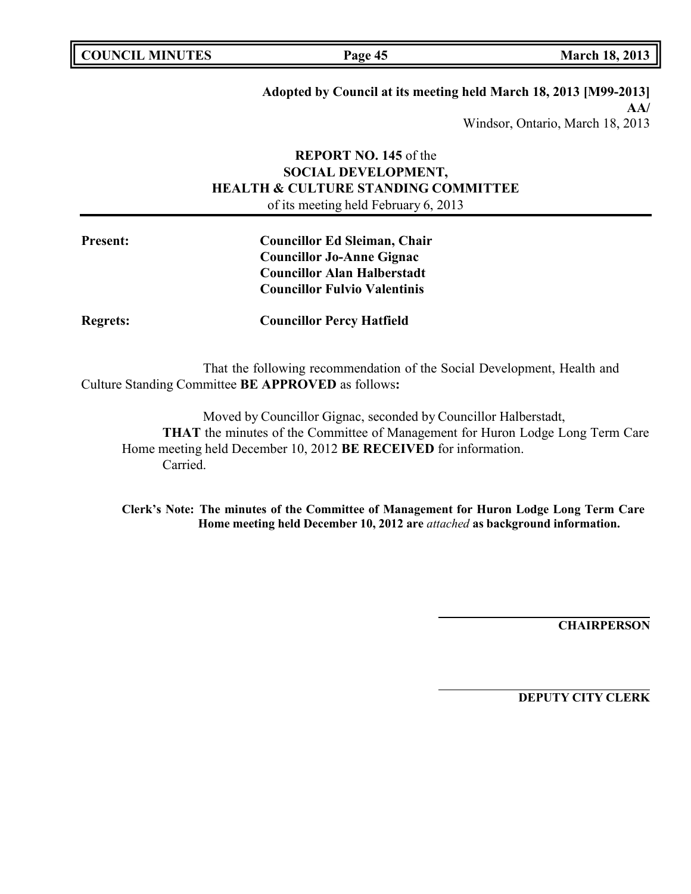**Adopted by Council at its meeting held March 18, 2013 [M99-2013]**
**AA/**
Windsor, Ontario, March 18, 2013

**REPORT NO. 145** of the
**SOCIAL DEVELOPMENT,**
**HEALTH & CULTURE STANDING COMMITTEE**
of its meeting held February 6, 2013

**Present:** **Councillor Ed Sleiman, Chair**
**Councillor Jo-Anne Gignac**
**Councillor Alan Halberstadt**
**Councillor Fulvio Valentinis**

**Regrets:** **Councillor Percy Hatfield**

That the following recommendation of the Social Development, Health and Culture Standing Committee **BE APPROVED** as follows**:**

Moved by Councillor Gignac, seconded by Councillor Halberstadt,
**THAT** the minutes of the Committee of Management for Huron Lodge Long Term Care Home meeting held December 10, 2012 **BE RECEIVED** for information.
Carried.

**Clerk's Note: The minutes of the Committee of Management for Huron Lodge Long Term Care Home meeting held December 10, 2012 are** ***attached*** **as background information.**

**CHAIRPERSON**

**DEPUTY CITY CLERK**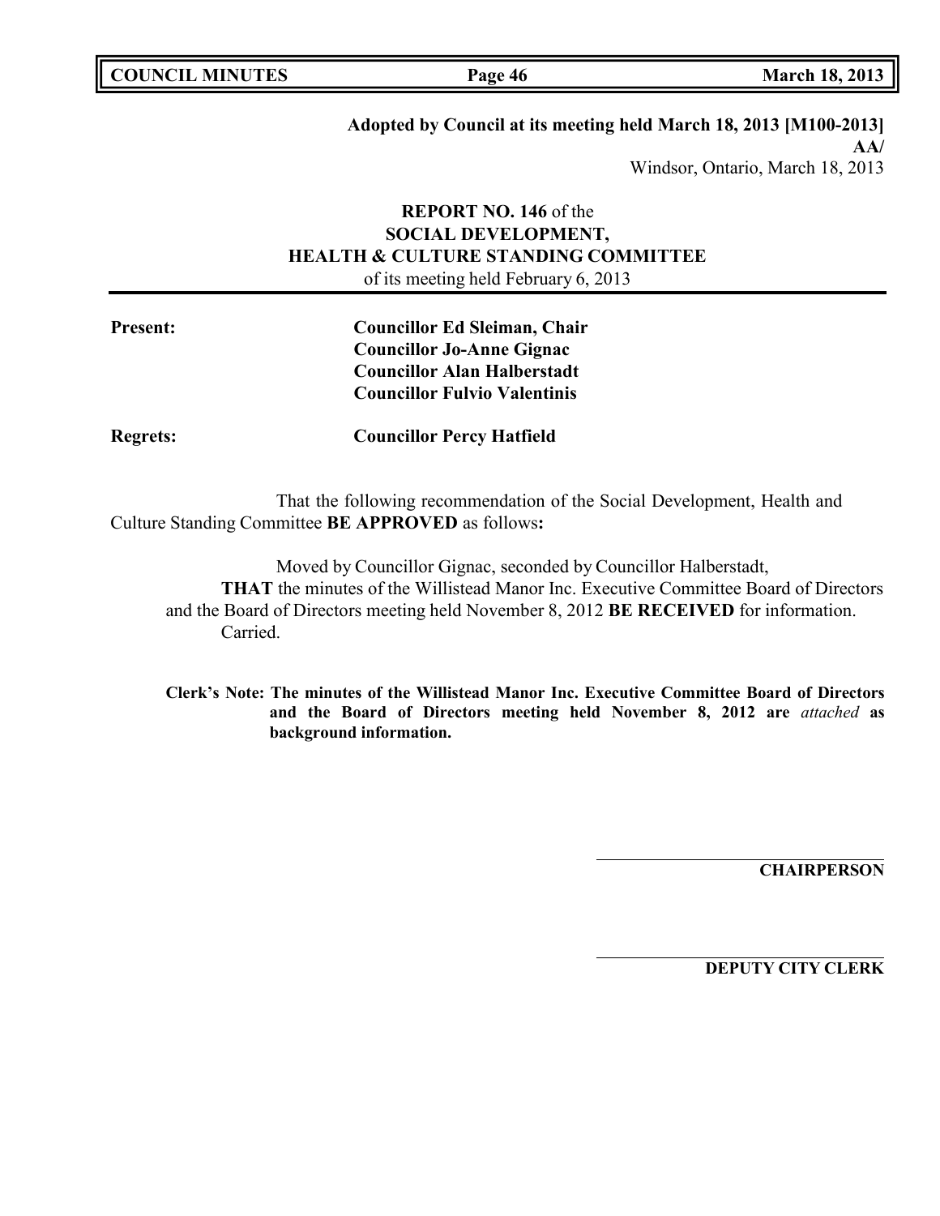**Adopted by Council at its meeting held March 18, 2013 [M100-2013]**
**AA/**
Windsor, Ontario, March 18, 2013

**REPORT NO. 146** of the
**SOCIAL DEVELOPMENT,**
**HEALTH & CULTURE STANDING COMMITTEE**
of its meeting held February 6, 2013

**Present:** **Councillor Ed Sleiman, Chair**
**Councillor Jo-Anne Gignac**
**Councillor Alan Halberstadt**
**Councillor Fulvio Valentinis**

**Regrets:** **Councillor Percy Hatfield**

That the following recommendation of the Social Development, Health and Culture Standing Committee **BE APPROVED** as follows**:**

Moved by Councillor Gignac, seconded by Councillor Halberstadt,
**THAT** the minutes of the Willistead Manor Inc. Executive Committee Board of Directors and the Board of Directors meeting held November 8, 2012 **BE RECEIVED** for information.
Carried.

**Clerk's Note: The minutes of the Willistead Manor Inc. Executive Committee Board of Directors and the Board of Directors meeting held November 8, 2012 are** ***attached*** **as background information.**

**CHAIRPERSON**

**DEPUTY CITY CLERK**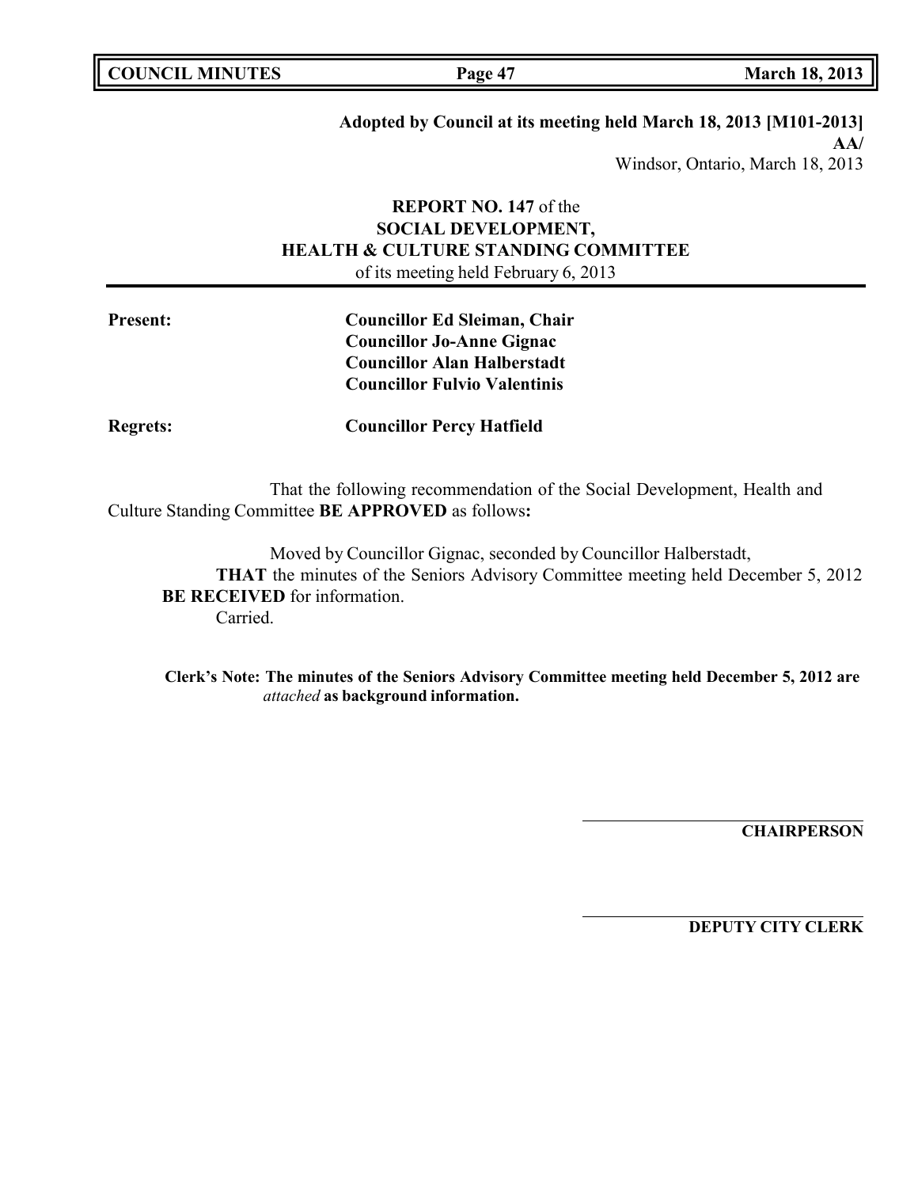**Adopted by Council at its meeting held March 18, 2013 [M101-2013]**
**AA/**
Windsor, Ontario, March 18, 2013

**REPORT NO. 147** of the
**SOCIAL DEVELOPMENT,**
**HEALTH & CULTURE STANDING COMMITTEE**
of its meeting held February 6, 2013

| | |
|---|---|
| **Present:** | **Councillor Ed Sleiman, Chair**<br>**Councillor Jo-Anne Gignac**<br>**Councillor Alan Halberstadt**<br>**Councillor Fulvio Valentinis** |
| **Regrets:** | **Councillor Percy Hatfield** |

That the following recommendation of the Social Development, Health and Culture Standing Committee **BE APPROVED** as follows**:**

Moved by Councillor Gignac, seconded by Councillor Halberstadt,
**THAT** the minutes of the Seniors Advisory Committee meeting held December 5, 2012 **BE RECEIVED** for information.
Carried.

**Clerk's Note: The minutes of the Seniors Advisory Committee meeting held December 5, 2012 are** ***attached*** **as background information.**

**CHAIRPERSON**

**DEPUTY CITY CLERK**